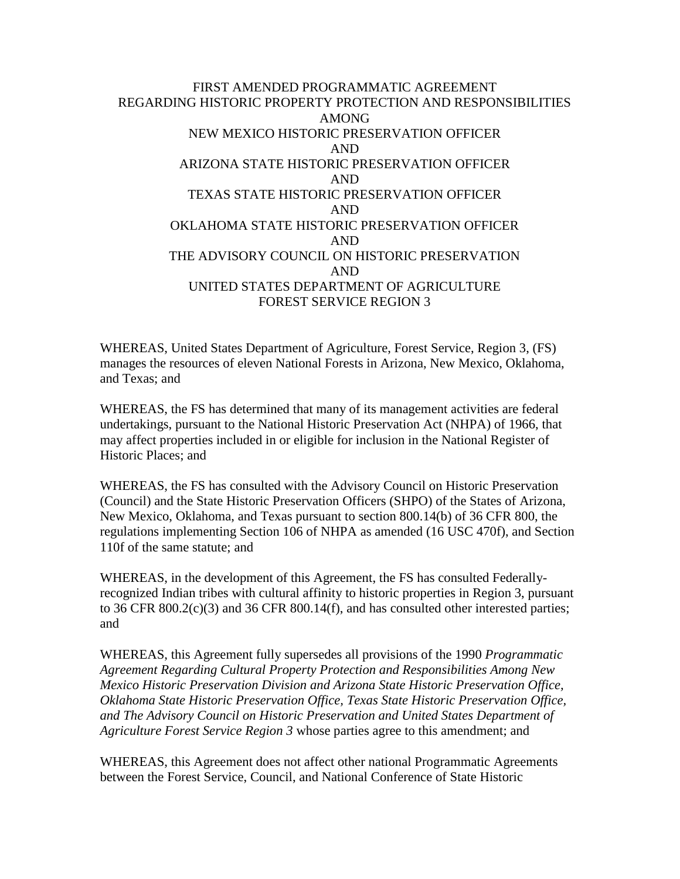# FIRST AMENDED PROGRAMMATIC AGREEMENT
# REGARDING HISTORIC PROPERTY PROTECTION AND RESPONSIBILITIES
# AMONG
# NEW MEXICO HISTORIC PRESERVATION OFFICER
# AND
# ARIZONA STATE HISTORIC PRESERVATION OFFICER
# AND
# TEXAS STATE HISTORIC PRESERVATION OFFICER
# AND
# OKLAHOMA STATE HISTORIC PRESERVATION OFFICER
# AND
# THE ADVISORY COUNCIL ON HISTORIC PRESERVATION
# AND
# UNITED STATES DEPARTMENT OF AGRICULTURE
# FOREST SERVICE REGION 3

WHEREAS, United States Department of Agriculture, Forest Service, Region 3, (FS) manages the resources of eleven National Forests in Arizona, New Mexico, Oklahoma, and Texas; and

WHEREAS, the FS has determined that many of its management activities are federal undertakings, pursuant to the National Historic Preservation Act (NHPA) of 1966, that may affect properties included in or eligible for inclusion in the National Register of Historic Places; and

WHEREAS, the FS has consulted with the Advisory Council on Historic Preservation (Council) and the State Historic Preservation Officers (SHPO) of the States of Arizona, New Mexico, Oklahoma, and Texas pursuant to section 800.14(b) of 36 CFR 800, the regulations implementing Section 106 of NHPA as amended (16 USC 470f), and Section 110f of the same statute; and

WHEREAS, in the development of this Agreement, the FS has consulted Federally-recognized Indian tribes with cultural affinity to historic properties in Region 3, pursuant to 36 CFR 800.2(c)(3) and 36 CFR 800.14(f), and has consulted other interested parties; and

WHEREAS, this Agreement fully supersedes all provisions of the 1990 *Programmatic Agreement Regarding Cultural Property Protection and Responsibilities Among New Mexico Historic Preservation Division and Arizona State Historic Preservation Office, Oklahoma State Historic Preservation Office, Texas State Historic Preservation Office, and The Advisory Council on Historic Preservation and United States Department of Agriculture Forest Service Region 3* whose parties agree to this amendment; and

WHEREAS, this Agreement does not affect other national Programmatic Agreements between the Forest Service, Council, and National Conference of State Historic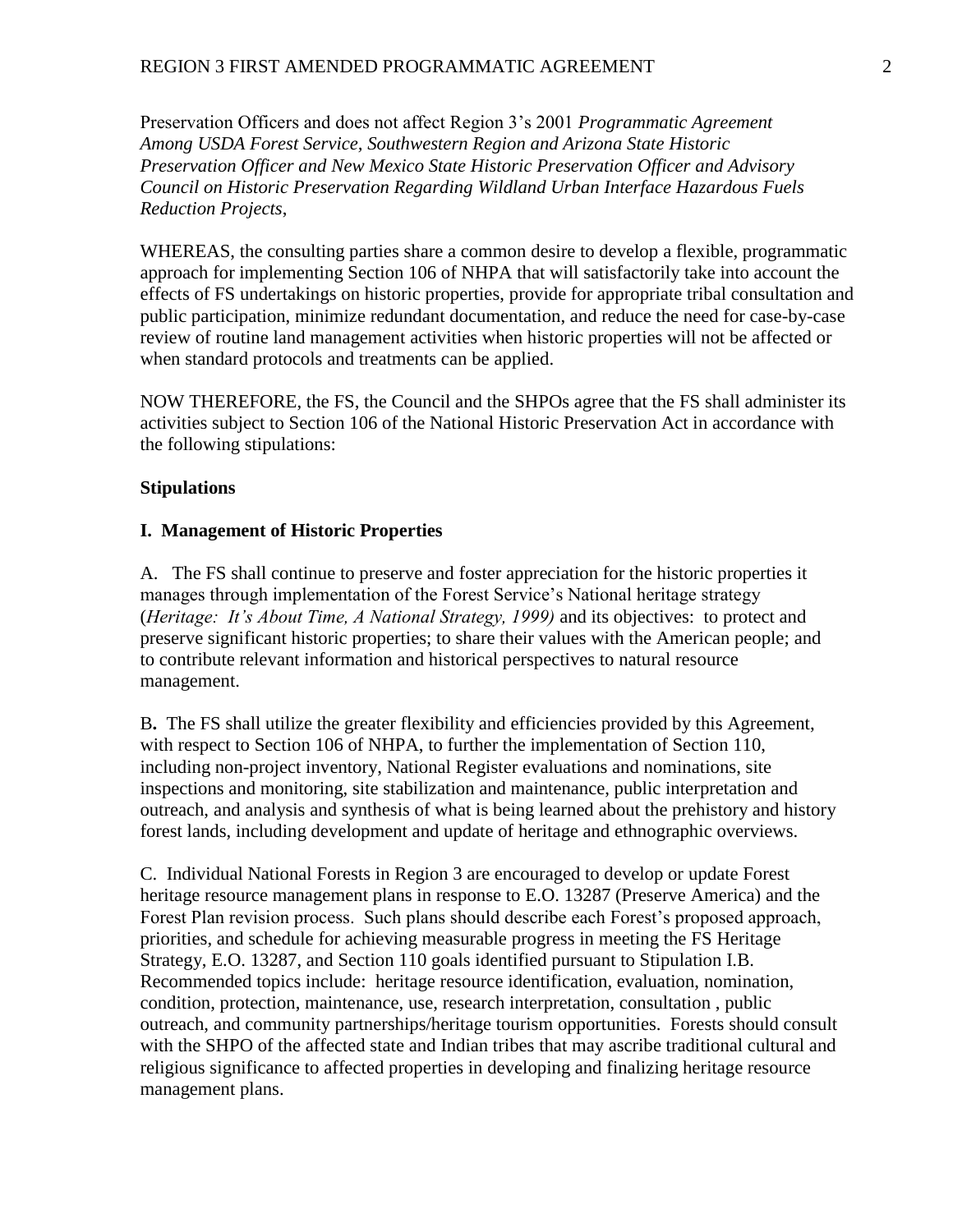Preservation Officers and does not affect Region 3's 2001 *Programmatic Agreement Among USDA Forest Service, Southwestern Region and Arizona State Historic Preservation Officer and New Mexico State Historic Preservation Officer and Advisory Council on Historic Preservation Regarding Wildland Urban Interface Hazardous Fuels Reduction Projects*,

WHEREAS, the consulting parties share a common desire to develop a flexible, programmatic approach for implementing Section 106 of NHPA that will satisfactorily take into account the effects of FS undertakings on historic properties, provide for appropriate tribal consultation and public participation, minimize redundant documentation, and reduce the need for case-by-case review of routine land management activities when historic properties will not be affected or when standard protocols and treatments can be applied.

NOW THEREFORE, the FS, the Council and the SHPOs agree that the FS shall administer its activities subject to Section 106 of the National Historic Preservation Act in accordance with the following stipulations:

**Stipulations**

**I. Management of Historic Properties**

A. The FS shall continue to preserve and foster appreciation for the historic properties it manages through implementation of the Forest Service's National heritage strategy (*Heritage: It's About Time, A National Strategy, 1999)* and its objectives: to protect and preserve significant historic properties; to share their values with the American people; and to contribute relevant information and historical perspectives to natural resource management.

B**.** The FS shall utilize the greater flexibility and efficiencies provided by this Agreement, with respect to Section 106 of NHPA, to further the implementation of Section 110, including non-project inventory, National Register evaluations and nominations, site inspections and monitoring, site stabilization and maintenance, public interpretation and outreach, and analysis and synthesis of what is being learned about the prehistory and history forest lands, including development and update of heritage and ethnographic overviews.

C. Individual National Forests in Region 3 are encouraged to develop or update Forest heritage resource management plans in response to E.O. 13287 (Preserve America) and the Forest Plan revision process. Such plans should describe each Forest's proposed approach, priorities, and schedule for achieving measurable progress in meeting the FS Heritage Strategy, E.O. 13287, and Section 110 goals identified pursuant to Stipulation I.B. Recommended topics include: heritage resource identification, evaluation, nomination, condition, protection, maintenance, use, research interpretation, consultation , public outreach, and community partnerships/heritage tourism opportunities. Forests should consult with the SHPO of the affected state and Indian tribes that may ascribe traditional cultural and religious significance to affected properties in developing and finalizing heritage resource management plans.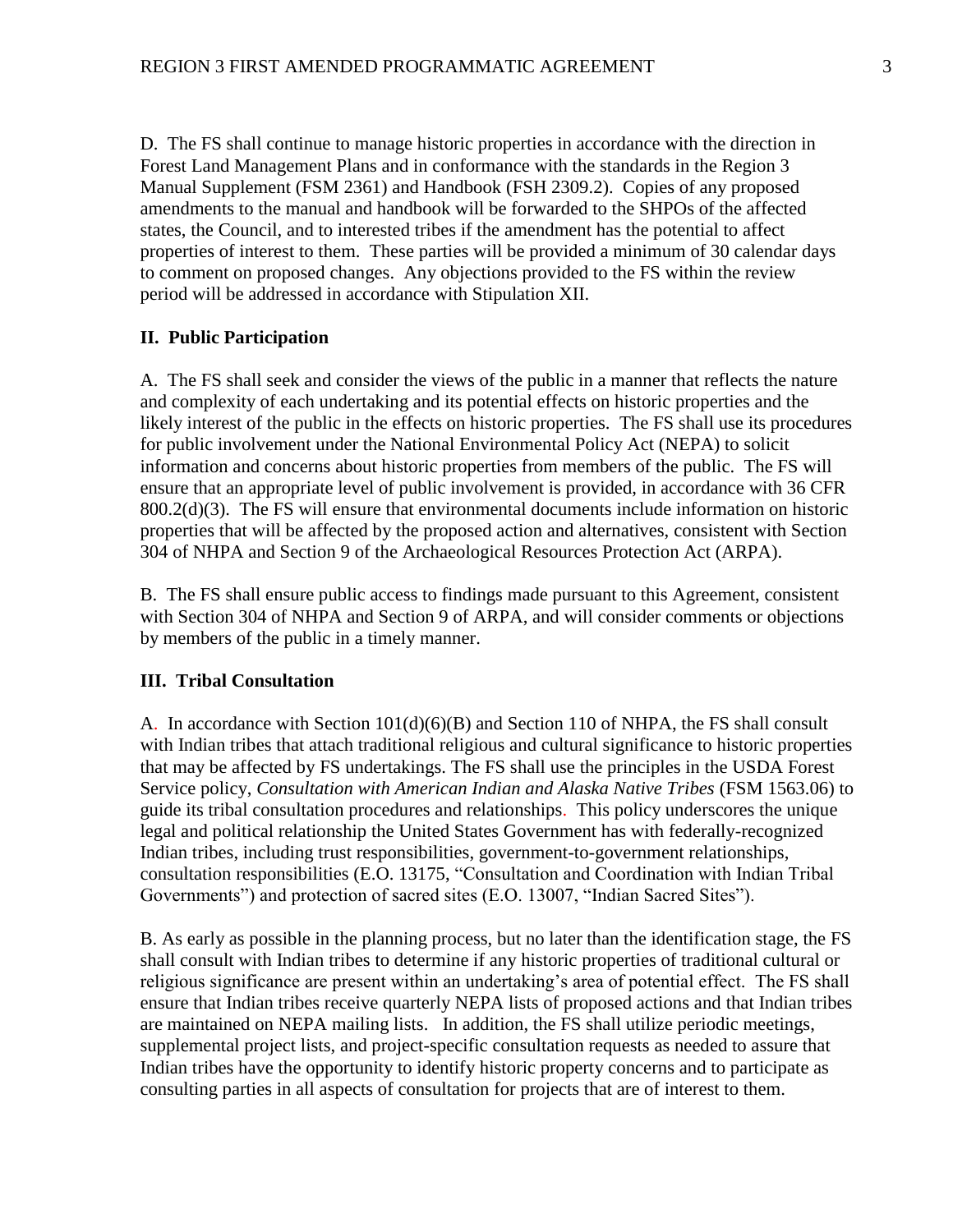D. The FS shall continue to manage historic properties in accordance with the direction in Forest Land Management Plans and in conformance with the standards in the Region 3 Manual Supplement (FSM 2361) and Handbook (FSH 2309.2). Copies of any proposed amendments to the manual and handbook will be forwarded to the SHPOs of the affected states, the Council, and to interested tribes if the amendment has the potential to affect properties of interest to them. These parties will be provided a minimum of 30 calendar days to comment on proposed changes. Any objections provided to the FS within the review period will be addressed in accordance with Stipulation XII.

## II. Public Participation

A. The FS shall seek and consider the views of the public in a manner that reflects the nature and complexity of each undertaking and its potential effects on historic properties and the likely interest of the public in the effects on historic properties. The FS shall use its procedures for public involvement under the National Environmental Policy Act (NEPA) to solicit information and concerns about historic properties from members of the public. The FS will ensure that an appropriate level of public involvement is provided, in accordance with 36 CFR 800.2(d)(3). The FS will ensure that environmental documents include information on historic properties that will be affected by the proposed action and alternatives, consistent with Section 304 of NHPA and Section 9 of the Archaeological Resources Protection Act (ARPA).

B. The FS shall ensure public access to findings made pursuant to this Agreement, consistent with Section 304 of NHPA and Section 9 of ARPA, and will consider comments or objections by members of the public in a timely manner.

## III. Tribal Consultation

A. In accordance with Section 101(d)(6)(B) and Section 110 of NHPA, the FS shall consult with Indian tribes that attach traditional religious and cultural significance to historic properties that may be affected by FS undertakings. The FS shall use the principles in the USDA Forest Service policy, *Consultation with American Indian and Alaska Native Tribes* (FSM 1563.06) to guide its tribal consultation procedures and relationships. This policy underscores the unique legal and political relationship the United States Government has with federally-recognized Indian tribes, including trust responsibilities, government-to-government relationships, consultation responsibilities (E.O. 13175, "Consultation and Coordination with Indian Tribal Governments") and protection of sacred sites (E.O. 13007, "Indian Sacred Sites").

B. As early as possible in the planning process, but no later than the identification stage, the FS shall consult with Indian tribes to determine if any historic properties of traditional cultural or religious significance are present within an undertaking's area of potential effect. The FS shall ensure that Indian tribes receive quarterly NEPA lists of proposed actions and that Indian tribes are maintained on NEPA mailing lists. In addition, the FS shall utilize periodic meetings, supplemental project lists, and project-specific consultation requests as needed to assure that Indian tribes have the opportunity to identify historic property concerns and to participate as consulting parties in all aspects of consultation for projects that are of interest to them.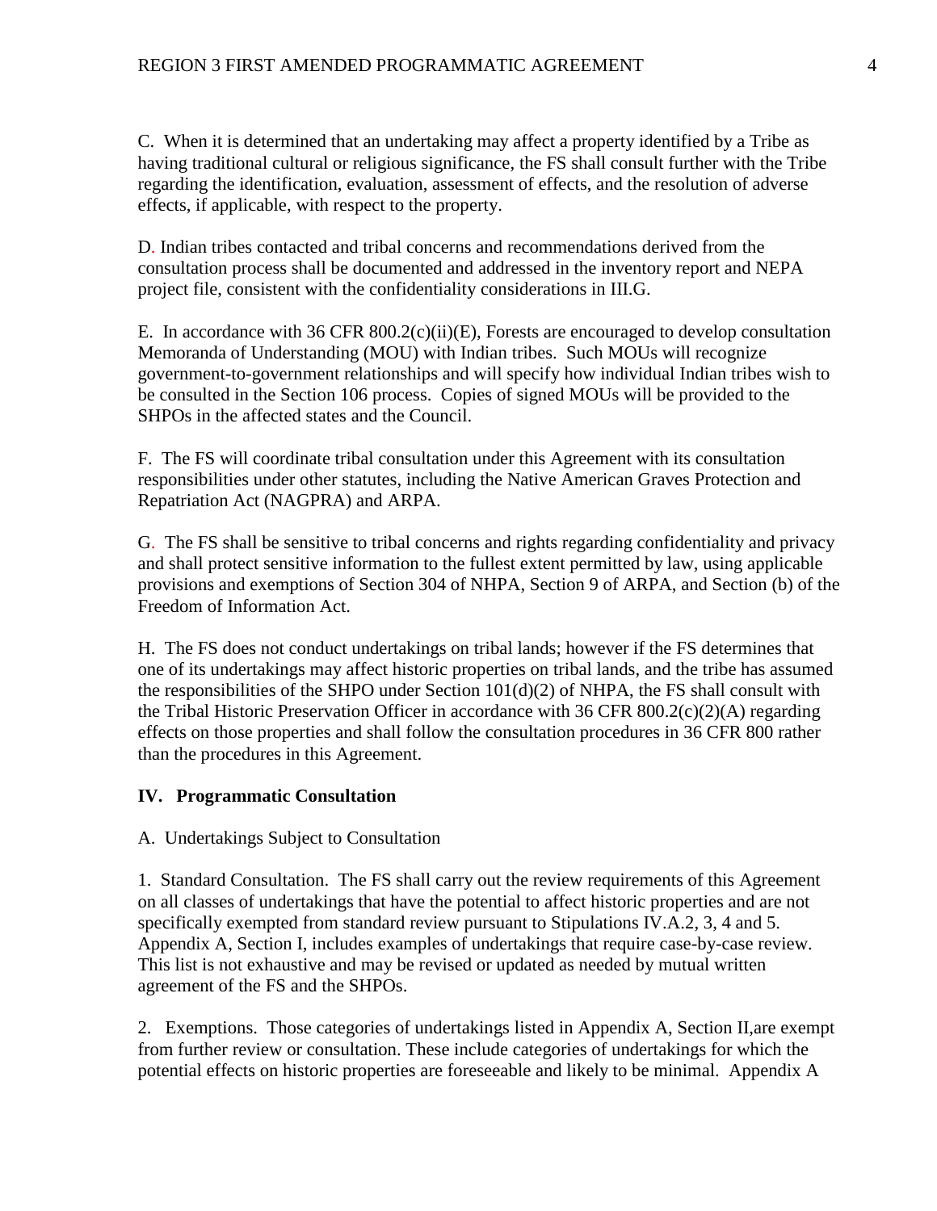C. When it is determined that an undertaking may affect a property identified by a Tribe as having traditional cultural or religious significance, the FS shall consult further with the Tribe regarding the identification, evaluation, assessment of effects, and the resolution of adverse effects, if applicable, with respect to the property.

D. Indian tribes contacted and tribal concerns and recommendations derived from the consultation process shall be documented and addressed in the inventory report and NEPA project file, consistent with the confidentiality considerations in III.G.

E. In accordance with 36 CFR 800.2(c)(ii)(E), Forests are encouraged to develop consultation Memoranda of Understanding (MOU) with Indian tribes. Such MOUs will recognize government-to-government relationships and will specify how individual Indian tribes wish to be consulted in the Section 106 process. Copies of signed MOUs will be provided to the SHPOs in the affected states and the Council.

F. The FS will coordinate tribal consultation under this Agreement with its consultation responsibilities under other statutes, including the Native American Graves Protection and Repatriation Act (NAGPRA) and ARPA.

G. The FS shall be sensitive to tribal concerns and rights regarding confidentiality and privacy and shall protect sensitive information to the fullest extent permitted by law, using applicable provisions and exemptions of Section 304 of NHPA, Section 9 of ARPA, and Section (b) of the Freedom of Information Act.

H. The FS does not conduct undertakings on tribal lands; however if the FS determines that one of its undertakings may affect historic properties on tribal lands, and the tribe has assumed the responsibilities of the SHPO under Section 101(d)(2) of NHPA, the FS shall consult with the Tribal Historic Preservation Officer in accordance with 36 CFR 800.2(c)(2)(A) regarding effects on those properties and shall follow the consultation procedures in 36 CFR 800 rather than the procedures in this Agreement.

## IV. Programmatic Consultation

A. Undertakings Subject to Consultation

1. Standard Consultation. The FS shall carry out the review requirements of this Agreement on all classes of undertakings that have the potential to affect historic properties and are not specifically exempted from standard review pursuant to Stipulations IV.A.2, 3, 4 and 5. Appendix A, Section I, includes examples of undertakings that require case-by-case review. This list is not exhaustive and may be revised or updated as needed by mutual written agreement of the FS and the SHPOs.

2. Exemptions. Those categories of undertakings listed in Appendix A, Section II,are exempt from further review or consultation. These include categories of undertakings for which the potential effects on historic properties are foreseeable and likely to be minimal. Appendix A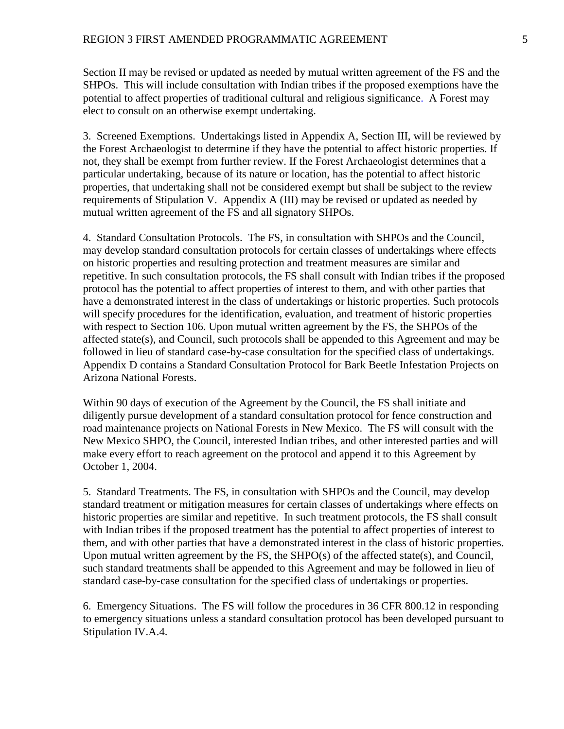Section II may be revised or updated as needed by mutual written agreement of the FS and the SHPOs. This will include consultation with Indian tribes if the proposed exemptions have the potential to affect properties of traditional cultural and religious significance. A Forest may elect to consult on an otherwise exempt undertaking.

3. Screened Exemptions. Undertakings listed in Appendix A, Section III, will be reviewed by the Forest Archaeologist to determine if they have the potential to affect historic properties. If not, they shall be exempt from further review. If the Forest Archaeologist determines that a particular undertaking, because of its nature or location, has the potential to affect historic properties, that undertaking shall not be considered exempt but shall be subject to the review requirements of Stipulation V. Appendix A (III) may be revised or updated as needed by mutual written agreement of the FS and all signatory SHPOs.

4. Standard Consultation Protocols. The FS, in consultation with SHPOs and the Council, may develop standard consultation protocols for certain classes of undertakings where effects on historic properties and resulting protection and treatment measures are similar and repetitive. In such consultation protocols, the FS shall consult with Indian tribes if the proposed protocol has the potential to affect properties of interest to them, and with other parties that have a demonstrated interest in the class of undertakings or historic properties. Such protocols will specify procedures for the identification, evaluation, and treatment of historic properties with respect to Section 106. Upon mutual written agreement by the FS, the SHPOs of the affected state(s), and Council, such protocols shall be appended to this Agreement and may be followed in lieu of standard case-by-case consultation for the specified class of undertakings. Appendix D contains a Standard Consultation Protocol for Bark Beetle Infestation Projects on Arizona National Forests.

Within 90 days of execution of the Agreement by the Council, the FS shall initiate and diligently pursue development of a standard consultation protocol for fence construction and road maintenance projects on National Forests in New Mexico. The FS will consult with the New Mexico SHPO, the Council, interested Indian tribes, and other interested parties and will make every effort to reach agreement on the protocol and append it to this Agreement by October 1, 2004.

5. Standard Treatments. The FS, in consultation with SHPOs and the Council, may develop standard treatment or mitigation measures for certain classes of undertakings where effects on historic properties are similar and repetitive. In such treatment protocols, the FS shall consult with Indian tribes if the proposed treatment has the potential to affect properties of interest to them, and with other parties that have a demonstrated interest in the class of historic properties. Upon mutual written agreement by the FS, the SHPO(s) of the affected state(s), and Council, such standard treatments shall be appended to this Agreement and may be followed in lieu of standard case-by-case consultation for the specified class of undertakings or properties.

6. Emergency Situations. The FS will follow the procedures in 36 CFR 800.12 in responding to emergency situations unless a standard consultation protocol has been developed pursuant to Stipulation IV.A.4.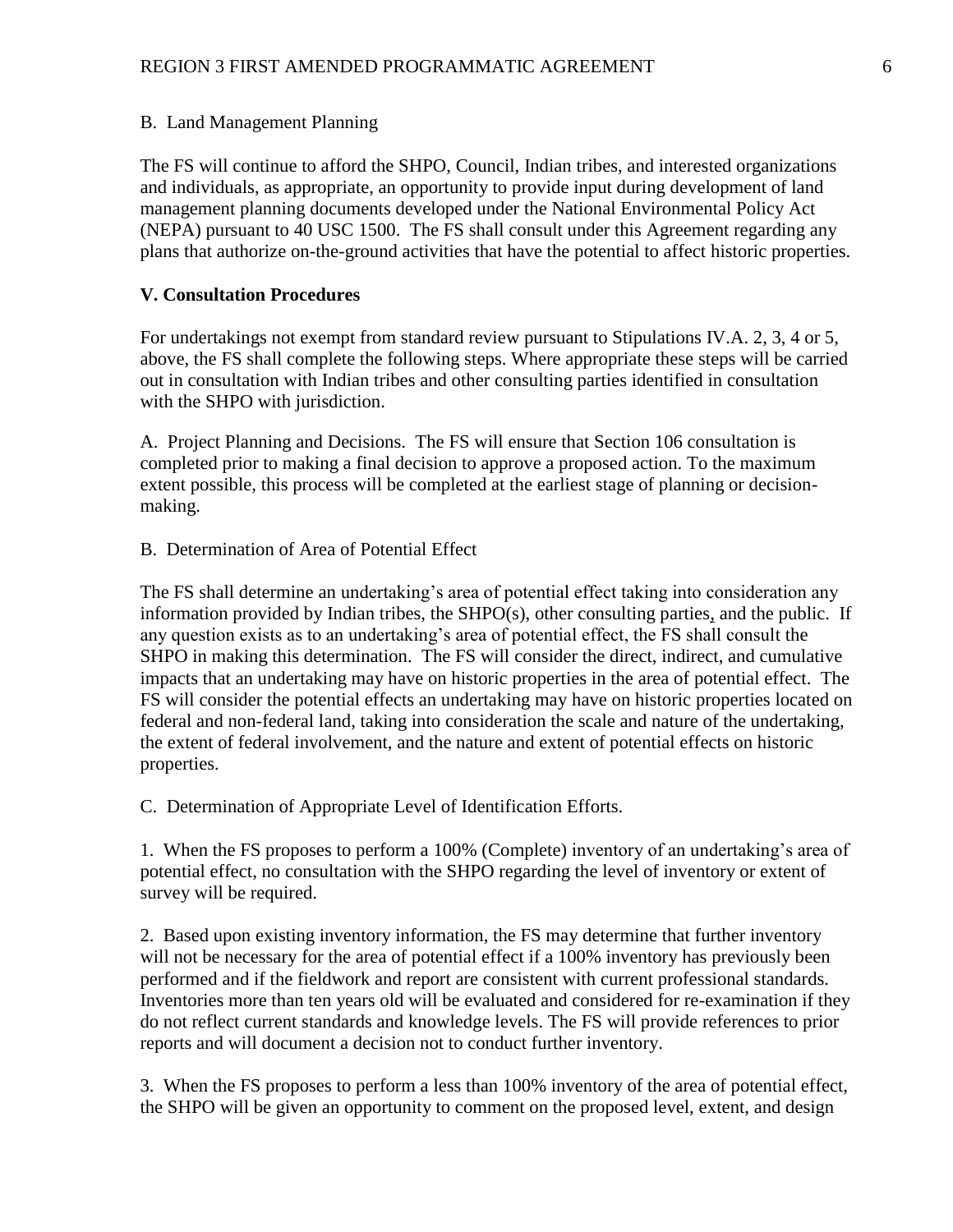B. Land Management Planning

The FS will continue to afford the SHPO, Council, Indian tribes, and interested organizations and individuals, as appropriate, an opportunity to provide input during development of land management planning documents developed under the National Environmental Policy Act (NEPA) pursuant to 40 USC 1500. The FS shall consult under this Agreement regarding any plans that authorize on-the-ground activities that have the potential to affect historic properties.

## V. Consultation Procedures

For undertakings not exempt from standard review pursuant to Stipulations IV.A. 2, 3, 4 or 5, above, the FS shall complete the following steps. Where appropriate these steps will be carried out in consultation with Indian tribes and other consulting parties identified in consultation with the SHPO with jurisdiction.

A. Project Planning and Decisions. The FS will ensure that Section 106 consultation is completed prior to making a final decision to approve a proposed action. To the maximum extent possible, this process will be completed at the earliest stage of planning or decision-making.

B. Determination of Area of Potential Effect

The FS shall determine an undertaking's area of potential effect taking into consideration any information provided by Indian tribes, the SHPO(s), other consulting parties, and the public. If any question exists as to an undertaking's area of potential effect, the FS shall consult the SHPO in making this determination. The FS will consider the direct, indirect, and cumulative impacts that an undertaking may have on historic properties in the area of potential effect. The FS will consider the potential effects an undertaking may have on historic properties located on federal and non-federal land, taking into consideration the scale and nature of the undertaking, the extent of federal involvement, and the nature and extent of potential effects on historic properties.

C. Determination of Appropriate Level of Identification Efforts.

1. When the FS proposes to perform a 100% (Complete) inventory of an undertaking's area of potential effect, no consultation with the SHPO regarding the level of inventory or extent of survey will be required.

2. Based upon existing inventory information, the FS may determine that further inventory will not be necessary for the area of potential effect if a 100% inventory has previously been performed and if the fieldwork and report are consistent with current professional standards. Inventories more than ten years old will be evaluated and considered for re-examination if they do not reflect current standards and knowledge levels. The FS will provide references to prior reports and will document a decision not to conduct further inventory.

3. When the FS proposes to perform a less than 100% inventory of the area of potential effect, the SHPO will be given an opportunity to comment on the proposed level, extent, and design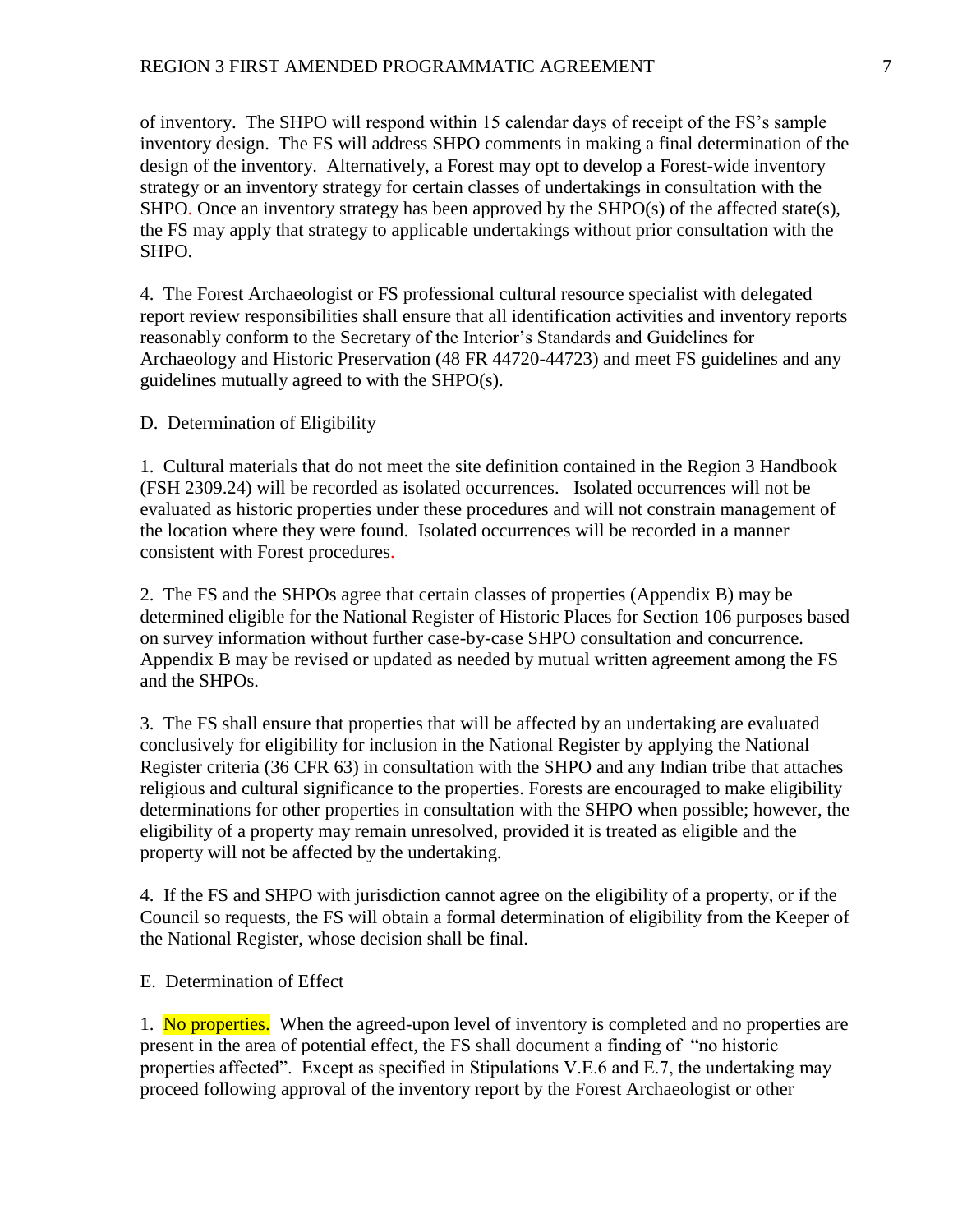of inventory. The SHPO will respond within 15 calendar days of receipt of the FS's sample inventory design. The FS will address SHPO comments in making a final determination of the design of the inventory. Alternatively, a Forest may opt to develop a Forest-wide inventory strategy or an inventory strategy for certain classes of undertakings in consultation with the SHPO. Once an inventory strategy has been approved by the SHPO(s) of the affected state(s), the FS may apply that strategy to applicable undertakings without prior consultation with the SHPO.

4. The Forest Archaeologist or FS professional cultural resource specialist with delegated report review responsibilities shall ensure that all identification activities and inventory reports reasonably conform to the Secretary of the Interior's Standards and Guidelines for Archaeology and Historic Preservation (48 FR 44720-44723) and meet FS guidelines and any guidelines mutually agreed to with the SHPO(s).

D. Determination of Eligibility

1. Cultural materials that do not meet the site definition contained in the Region 3 Handbook (FSH 2309.24) will be recorded as isolated occurrences. Isolated occurrences will not be evaluated as historic properties under these procedures and will not constrain management of the location where they were found. Isolated occurrences will be recorded in a manner consistent with Forest procedures.

2. The FS and the SHPOs agree that certain classes of properties (Appendix B) may be determined eligible for the National Register of Historic Places for Section 106 purposes based on survey information without further case-by-case SHPO consultation and concurrence. Appendix B may be revised or updated as needed by mutual written agreement among the FS and the SHPOs.

3. The FS shall ensure that properties that will be affected by an undertaking are evaluated conclusively for eligibility for inclusion in the National Register by applying the National Register criteria (36 CFR 63) in consultation with the SHPO and any Indian tribe that attaches religious and cultural significance to the properties. Forests are encouraged to make eligibility determinations for other properties in consultation with the SHPO when possible; however, the eligibility of a property may remain unresolved, provided it is treated as eligible and the property will not be affected by the undertaking.

4. If the FS and SHPO with jurisdiction cannot agree on the eligibility of a property, or if the Council so requests, the FS will obtain a formal determination of eligibility from the Keeper of the National Register, whose decision shall be final.

E. Determination of Effect

1. No properties. When the agreed-upon level of inventory is completed and no properties are present in the area of potential effect, the FS shall document a finding of "no historic properties affected". Except as specified in Stipulations V.E.6 and E.7, the undertaking may proceed following approval of the inventory report by the Forest Archaeologist or other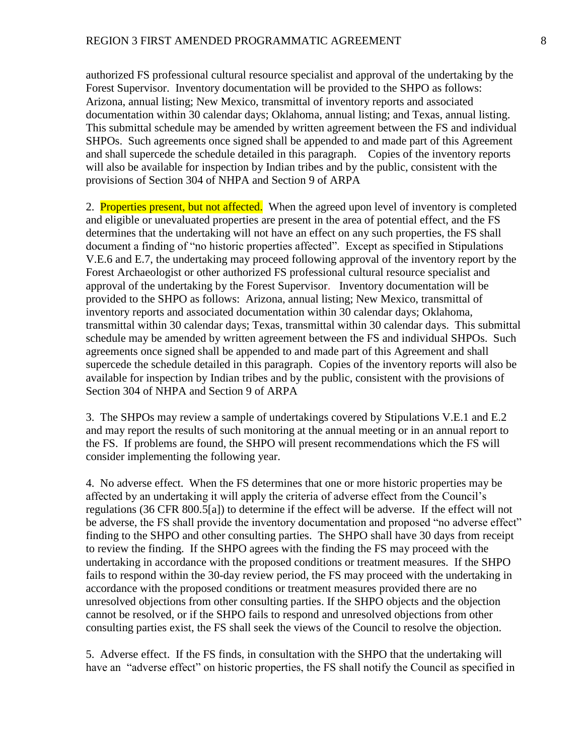authorized FS professional cultural resource specialist and approval of the undertaking by the Forest Supervisor. Inventory documentation will be provided to the SHPO as follows: Arizona, annual listing; New Mexico, transmittal of inventory reports and associated documentation within 30 calendar days; Oklahoma, annual listing; and Texas, annual listing. This submittal schedule may be amended by written agreement between the FS and individual SHPOs. Such agreements once signed shall be appended to and made part of this Agreement and shall supercede the schedule detailed in this paragraph. Copies of the inventory reports will also be available for inspection by Indian tribes and by the public, consistent with the provisions of Section 304 of NHPA and Section 9 of ARPA

2. Properties present, but not affected. When the agreed upon level of inventory is completed and eligible or unevaluated properties are present in the area of potential effect, and the FS determines that the undertaking will not have an effect on any such properties, the FS shall document a finding of "no historic properties affected". Except as specified in Stipulations V.E.6 and E.7, the undertaking may proceed following approval of the inventory report by the Forest Archaeologist or other authorized FS professional cultural resource specialist and approval of the undertaking by the Forest Supervisor. Inventory documentation will be provided to the SHPO as follows: Arizona, annual listing; New Mexico, transmittal of inventory reports and associated documentation within 30 calendar days; Oklahoma, transmittal within 30 calendar days; Texas, transmittal within 30 calendar days. This submittal schedule may be amended by written agreement between the FS and individual SHPOs. Such agreements once signed shall be appended to and made part of this Agreement and shall supercede the schedule detailed in this paragraph. Copies of the inventory reports will also be available for inspection by Indian tribes and by the public, consistent with the provisions of Section 304 of NHPA and Section 9 of ARPA

3. The SHPOs may review a sample of undertakings covered by Stipulations V.E.1 and E.2 and may report the results of such monitoring at the annual meeting or in an annual report to the FS. If problems are found, the SHPO will present recommendations which the FS will consider implementing the following year.

4. No adverse effect. When the FS determines that one or more historic properties may be affected by an undertaking it will apply the criteria of adverse effect from the Council's regulations (36 CFR 800.5[a]) to determine if the effect will be adverse. If the effect will not be adverse, the FS shall provide the inventory documentation and proposed "no adverse effect" finding to the SHPO and other consulting parties. The SHPO shall have 30 days from receipt to review the finding. If the SHPO agrees with the finding the FS may proceed with the undertaking in accordance with the proposed conditions or treatment measures. If the SHPO fails to respond within the 30-day review period, the FS may proceed with the undertaking in accordance with the proposed conditions or treatment measures provided there are no unresolved objections from other consulting parties. If the SHPO objects and the objection cannot be resolved, or if the SHPO fails to respond and unresolved objections from other consulting parties exist, the FS shall seek the views of the Council to resolve the objection.

5. Adverse effect. If the FS finds, in consultation with the SHPO that the undertaking will have an "adverse effect" on historic properties, the FS shall notify the Council as specified in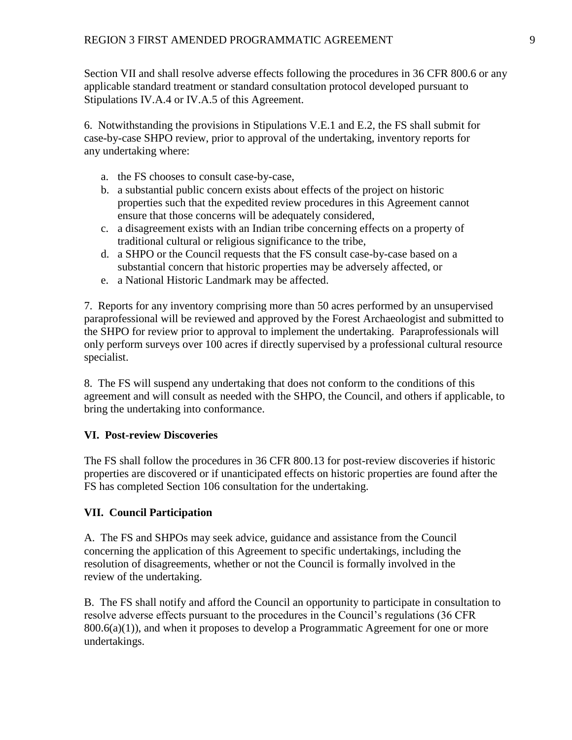Section VII and shall resolve adverse effects following the procedures in 36 CFR 800.6 or any applicable standard treatment or standard consultation protocol developed pursuant to Stipulations IV.A.4 or IV.A.5 of this Agreement.

6. Notwithstanding the provisions in Stipulations V.E.1 and E.2, the FS shall submit for case-by-case SHPO review, prior to approval of the undertaking, inventory reports for any undertaking where:

a. the FS chooses to consult case-by-case,
b. a substantial public concern exists about effects of the project on historic properties such that the expedited review procedures in this Agreement cannot ensure that those concerns will be adequately considered,
c. a disagreement exists with an Indian tribe concerning effects on a property of traditional cultural or religious significance to the tribe,
d. a SHPO or the Council requests that the FS consult case-by-case based on a substantial concern that historic properties may be adversely affected, or
e. a National Historic Landmark may be affected.

7. Reports for any inventory comprising more than 50 acres performed by an unsupervised paraprofessional will be reviewed and approved by the Forest Archaeologist and submitted to the SHPO for review prior to approval to implement the undertaking. Paraprofessionals will only perform surveys over 100 acres if directly supervised by a professional cultural resource specialist.

8. The FS will suspend any undertaking that does not conform to the conditions of this agreement and will consult as needed with the SHPO, the Council, and others if applicable, to bring the undertaking into conformance.

### VI. Post-review Discoveries

The FS shall follow the procedures in 36 CFR 800.13 for post-review discoveries if historic properties are discovered or if unanticipated effects on historic properties are found after the FS has completed Section 106 consultation for the undertaking.

### VII. Council Participation

A. The FS and SHPOs may seek advice, guidance and assistance from the Council concerning the application of this Agreement to specific undertakings, including the resolution of disagreements, whether or not the Council is formally involved in the review of the undertaking.

B. The FS shall notify and afford the Council an opportunity to participate in consultation to resolve adverse effects pursuant to the procedures in the Council's regulations (36 CFR 800.6(a)(1)), and when it proposes to develop a Programmatic Agreement for one or more undertakings.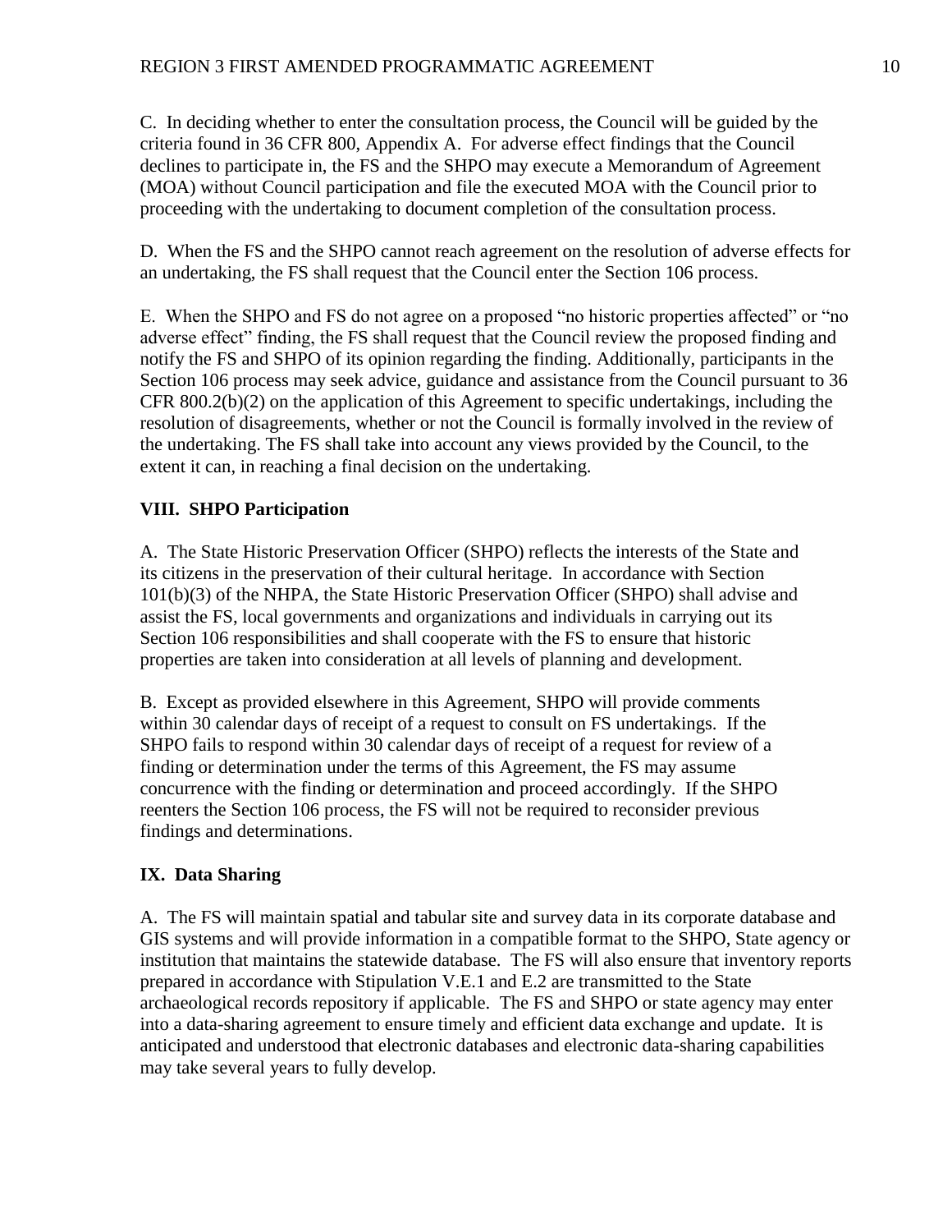C. In deciding whether to enter the consultation process, the Council will be guided by the criteria found in 36 CFR 800, Appendix A. For adverse effect findings that the Council declines to participate in, the FS and the SHPO may execute a Memorandum of Agreement (MOA) without Council participation and file the executed MOA with the Council prior to proceeding with the undertaking to document completion of the consultation process.

D. When the FS and the SHPO cannot reach agreement on the resolution of adverse effects for an undertaking, the FS shall request that the Council enter the Section 106 process.

E. When the SHPO and FS do not agree on a proposed "no historic properties affected" or "no adverse effect" finding, the FS shall request that the Council review the proposed finding and notify the FS and SHPO of its opinion regarding the finding. Additionally, participants in the Section 106 process may seek advice, guidance and assistance from the Council pursuant to 36 CFR 800.2(b)(2) on the application of this Agreement to specific undertakings, including the resolution of disagreements, whether or not the Council is formally involved in the review of the undertaking. The FS shall take into account any views provided by the Council, to the extent it can, in reaching a final decision on the undertaking.

## VIII. SHPO Participation

A. The State Historic Preservation Officer (SHPO) reflects the interests of the State and its citizens in the preservation of their cultural heritage. In accordance with Section 101(b)(3) of the NHPA, the State Historic Preservation Officer (SHPO) shall advise and assist the FS, local governments and organizations and individuals in carrying out its Section 106 responsibilities and shall cooperate with the FS to ensure that historic properties are taken into consideration at all levels of planning and development.

B. Except as provided elsewhere in this Agreement, SHPO will provide comments within 30 calendar days of receipt of a request to consult on FS undertakings. If the SHPO fails to respond within 30 calendar days of receipt of a request for review of a finding or determination under the terms of this Agreement, the FS may assume concurrence with the finding or determination and proceed accordingly. If the SHPO reenters the Section 106 process, the FS will not be required to reconsider previous findings and determinations.

## IX. Data Sharing

A. The FS will maintain spatial and tabular site and survey data in its corporate database and GIS systems and will provide information in a compatible format to the SHPO, State agency or institution that maintains the statewide database. The FS will also ensure that inventory reports prepared in accordance with Stipulation V.E.1 and E.2 are transmitted to the State archaeological records repository if applicable. The FS and SHPO or state agency may enter into a data-sharing agreement to ensure timely and efficient data exchange and update. It is anticipated and understood that electronic databases and electronic data-sharing capabilities may take several years to fully develop.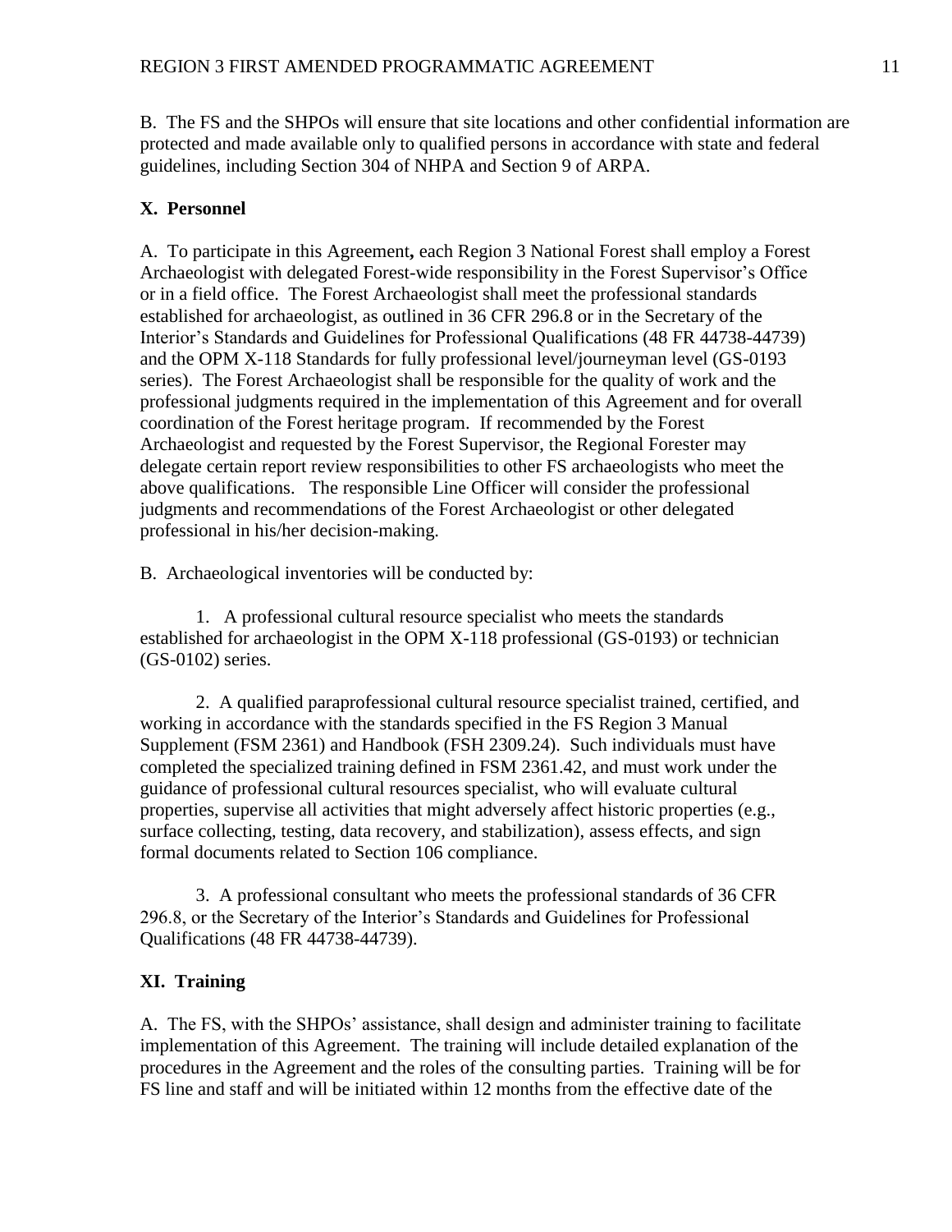B. The FS and the SHPOs will ensure that site locations and other confidential information are protected and made available only to qualified persons in accordance with state and federal guidelines, including Section 304 of NHPA and Section 9 of ARPA.

## X. Personnel

A. To participate in this Agreement**,** each Region 3 National Forest shall employ a Forest Archaeologist with delegated Forest-wide responsibility in the Forest Supervisor's Office or in a field office. The Forest Archaeologist shall meet the professional standards established for archaeologist, as outlined in 36 CFR 296.8 or in the Secretary of the Interior's Standards and Guidelines for Professional Qualifications (48 FR 44738-44739) and the OPM X-118 Standards for fully professional level/journeyman level (GS-0193 series). The Forest Archaeologist shall be responsible for the quality of work and the professional judgments required in the implementation of this Agreement and for overall coordination of the Forest heritage program. If recommended by the Forest Archaeologist and requested by the Forest Supervisor, the Regional Forester may delegate certain report review responsibilities to other FS archaeologists who meet the above qualifications. The responsible Line Officer will consider the professional judgments and recommendations of the Forest Archaeologist or other delegated professional in his/her decision-making.

B. Archaeological inventories will be conducted by:

1. A professional cultural resource specialist who meets the standards established for archaeologist in the OPM X-118 professional (GS-0193) or technician (GS-0102) series.

2. A qualified paraprofessional cultural resource specialist trained, certified, and working in accordance with the standards specified in the FS Region 3 Manual Supplement (FSM 2361) and Handbook (FSH 2309.24). Such individuals must have completed the specialized training defined in FSM 2361.42, and must work under the guidance of professional cultural resources specialist, who will evaluate cultural properties, supervise all activities that might adversely affect historic properties (e.g., surface collecting, testing, data recovery, and stabilization), assess effects, and sign formal documents related to Section 106 compliance.

3. A professional consultant who meets the professional standards of 36 CFR 296.8, or the Secretary of the Interior's Standards and Guidelines for Professional Qualifications (48 FR 44738-44739).

## XI. Training

A. The FS, with the SHPOs' assistance, shall design and administer training to facilitate implementation of this Agreement. The training will include detailed explanation of the procedures in the Agreement and the roles of the consulting parties. Training will be for FS line and staff and will be initiated within 12 months from the effective date of the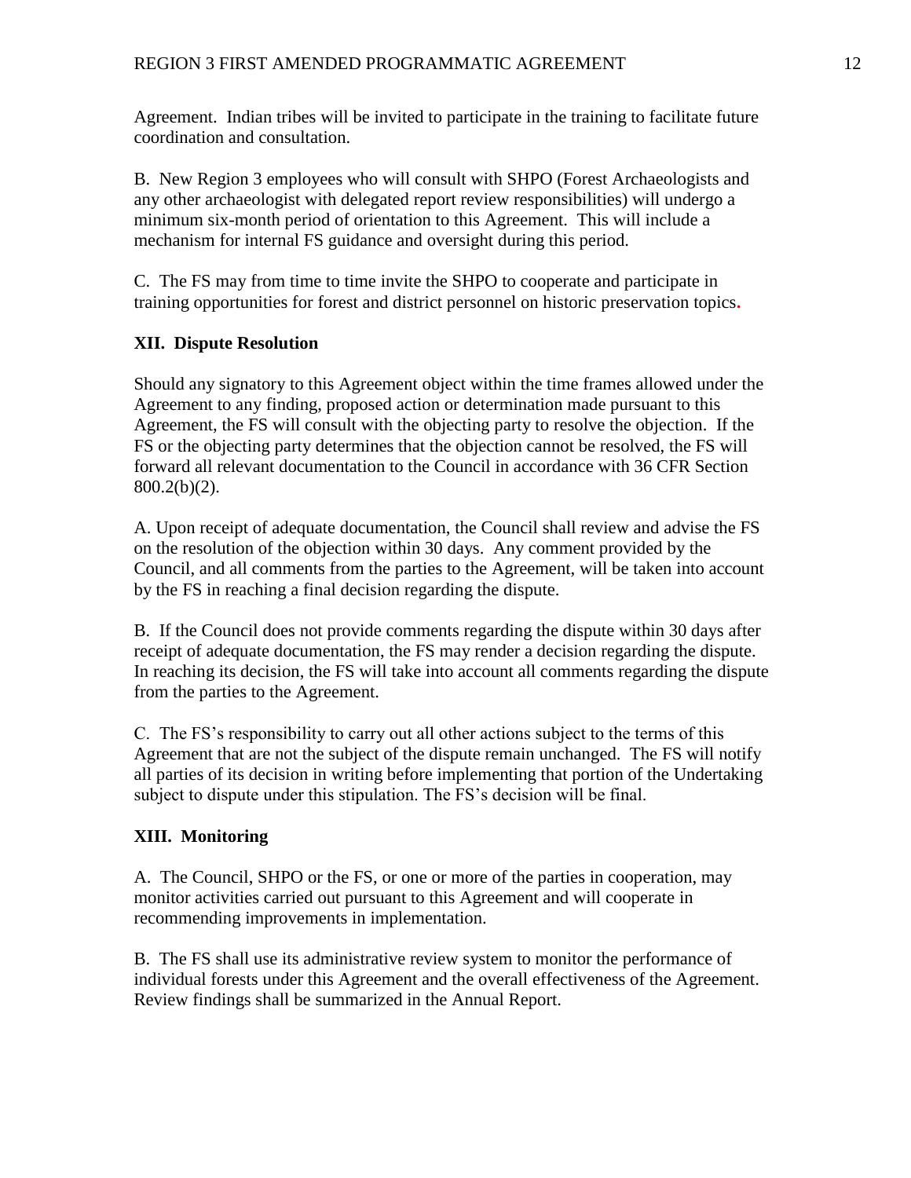Agreement. Indian tribes will be invited to participate in the training to facilitate future coordination and consultation.

B. New Region 3 employees who will consult with SHPO (Forest Archaeologists and any other archaeologist with delegated report review responsibilities) will undergo a minimum six-month period of orientation to this Agreement. This will include a mechanism for internal FS guidance and oversight during this period.

C. The FS may from time to time invite the SHPO to cooperate and participate in training opportunities for forest and district personnel on historic preservation topics.

## XII. Dispute Resolution

Should any signatory to this Agreement object within the time frames allowed under the Agreement to any finding, proposed action or determination made pursuant to this Agreement, the FS will consult with the objecting party to resolve the objection. If the FS or the objecting party determines that the objection cannot be resolved, the FS will forward all relevant documentation to the Council in accordance with 36 CFR Section 800.2(b)(2).

A. Upon receipt of adequate documentation, the Council shall review and advise the FS on the resolution of the objection within 30 days. Any comment provided by the Council, and all comments from the parties to the Agreement, will be taken into account by the FS in reaching a final decision regarding the dispute.

B. If the Council does not provide comments regarding the dispute within 30 days after receipt of adequate documentation, the FS may render a decision regarding the dispute. In reaching its decision, the FS will take into account all comments regarding the dispute from the parties to the Agreement.

C. The FS's responsibility to carry out all other actions subject to the terms of this Agreement that are not the subject of the dispute remain unchanged. The FS will notify all parties of its decision in writing before implementing that portion of the Undertaking subject to dispute under this stipulation. The FS's decision will be final.

## XIII. Monitoring

A. The Council, SHPO or the FS, or one or more of the parties in cooperation, may monitor activities carried out pursuant to this Agreement and will cooperate in recommending improvements in implementation.

B. The FS shall use its administrative review system to monitor the performance of individual forests under this Agreement and the overall effectiveness of the Agreement. Review findings shall be summarized in the Annual Report.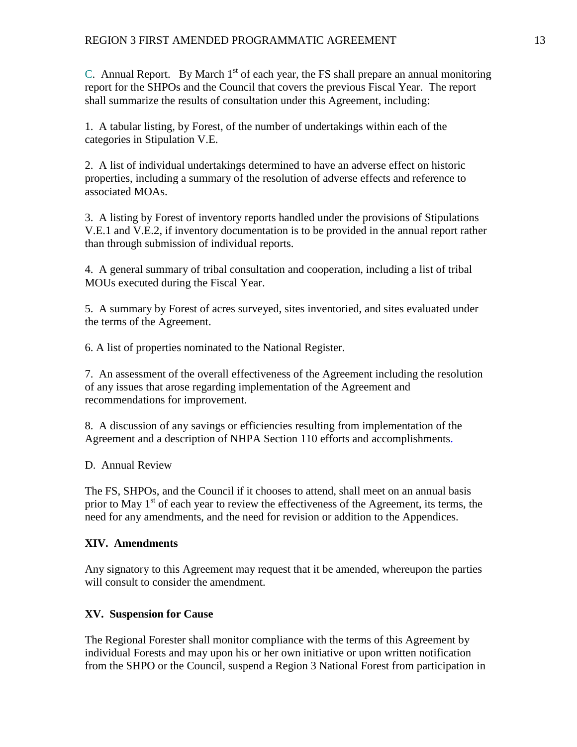C. Annual Report. By March 1st of each year, the FS shall prepare an annual monitoring report for the SHPOs and the Council that covers the previous Fiscal Year. The report shall summarize the results of consultation under this Agreement, including:

1. A tabular listing, by Forest, of the number of undertakings within each of the categories in Stipulation V.E.

2. A list of individual undertakings determined to have an adverse effect on historic properties, including a summary of the resolution of adverse effects and reference to associated MOAs.

3. A listing by Forest of inventory reports handled under the provisions of Stipulations V.E.1 and V.E.2, if inventory documentation is to be provided in the annual report rather than through submission of individual reports.

4. A general summary of tribal consultation and cooperation, including a list of tribal MOUs executed during the Fiscal Year.

5. A summary by Forest of acres surveyed, sites inventoried, and sites evaluated under the terms of the Agreement.

6. A list of properties nominated to the National Register.

7. An assessment of the overall effectiveness of the Agreement including the resolution of any issues that arose regarding implementation of the Agreement and recommendations for improvement.

8. A discussion of any savings or efficiencies resulting from implementation of the Agreement and a description of NHPA Section 110 efforts and accomplishments.

D. Annual Review

The FS, SHPOs, and the Council if it chooses to attend, shall meet on an annual basis prior to May 1st of each year to review the effectiveness of the Agreement, its terms, the need for any amendments, and the need for revision or addition to the Appendices.

**XIV. Amendments**

Any signatory to this Agreement may request that it be amended, whereupon the parties will consult to consider the amendment.

**XV. Suspension for Cause**

The Regional Forester shall monitor compliance with the terms of this Agreement by individual Forests and may upon his or her own initiative or upon written notification from the SHPO or the Council, suspend a Region 3 National Forest from participation in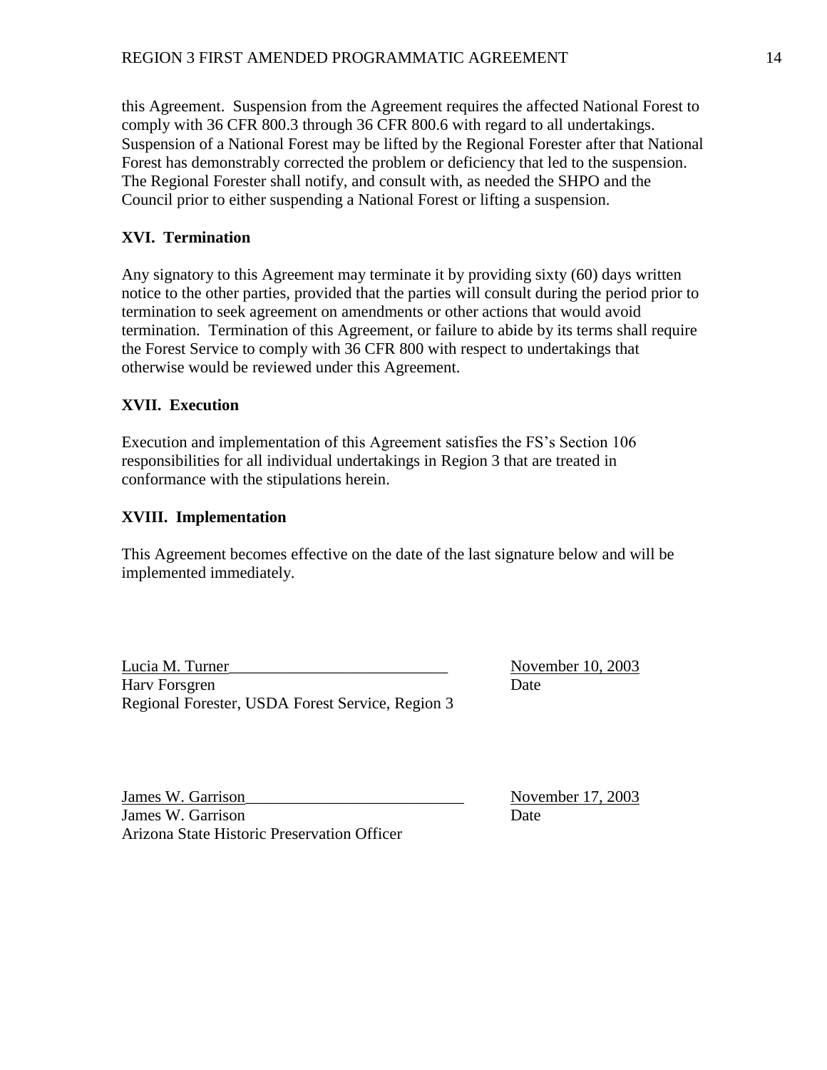this Agreement. Suspension from the Agreement requires the affected National Forest to comply with 36 CFR 800.3 through 36 CFR 800.6 with regard to all undertakings. Suspension of a National Forest may be lifted by the Regional Forester after that National Forest has demonstrably corrected the problem or deficiency that led to the suspension. The Regional Forester shall notify, and consult with, as needed the SHPO and the Council prior to either suspending a National Forest or lifting a suspension.

## XVI. Termination

Any signatory to this Agreement may terminate it by providing sixty (60) days written notice to the other parties, provided that the parties will consult during the period prior to termination to seek agreement on amendments or other actions that would avoid termination. Termination of this Agreement, or failure to abide by its terms shall require the Forest Service to comply with 36 CFR 800 with respect to undertakings that otherwise would be reviewed under this Agreement.

## XVII. Execution

Execution and implementation of this Agreement satisfies the FS's Section 106 responsibilities for all individual undertakings in Region 3 that are treated in conformance with the stipulations herein.

## XVIII. Implementation

This Agreement becomes effective on the date of the last signature below and will be implemented immediately.

Lucia M. Turner____________________________ November 10, 2003
Harv Forsgren Date
Regional Forester, USDA Forest Service, Region 3

James W. Garrison____________________________ November 17, 2003
James W. Garrison Date
Arizona State Historic Preservation Officer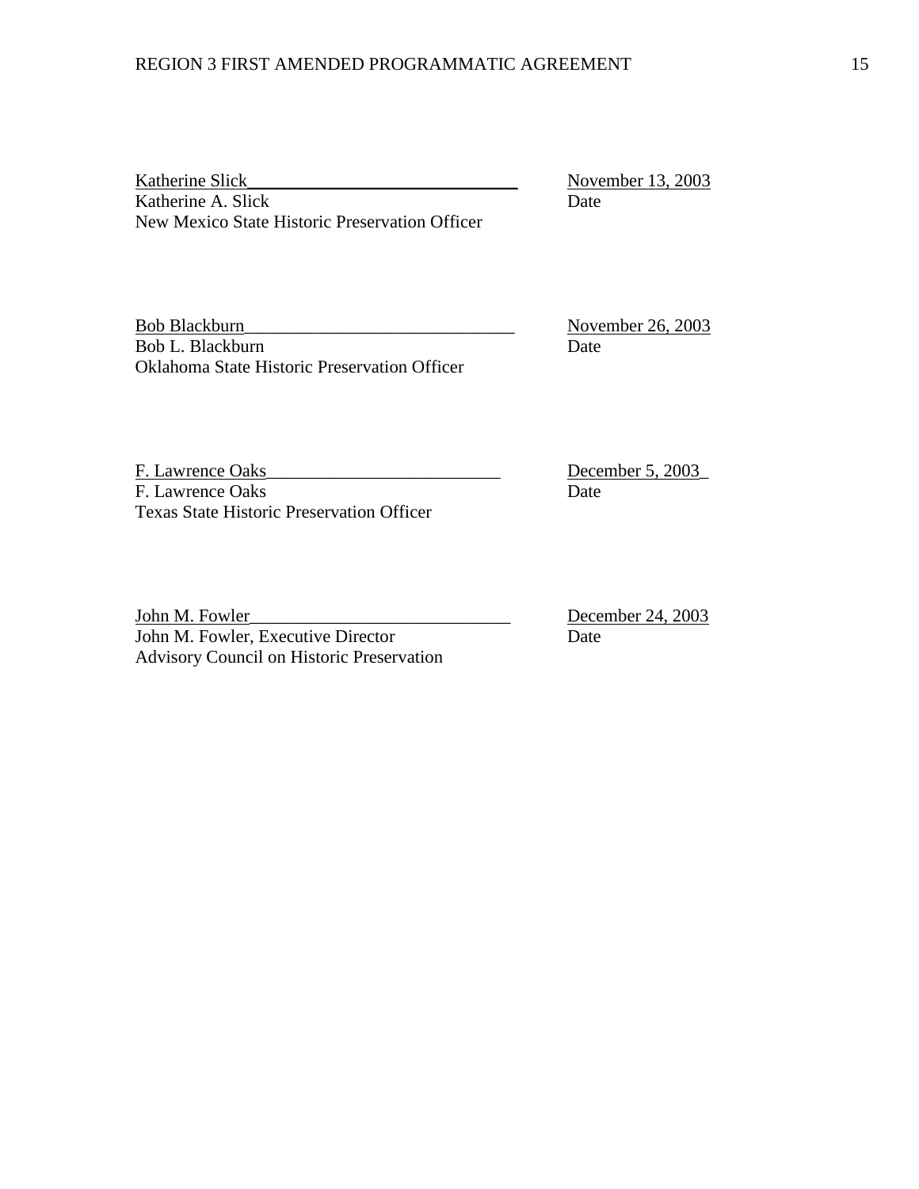Katherine Slick______________________________ November 13, 2003
Katherine A. Slick Date
New Mexico State Historic Preservation Officer

Bob Blackburn______________________________ November 26, 2003
Bob L. Blackburn Date
Oklahoma State Historic Preservation Officer

F. Lawrence Oaks__________________________ December 5, 2003_
F. Lawrence Oaks Date
Texas State Historic Preservation Officer

John M. Fowler____________________________ December 24, 2003
John M. Fowler, Executive Director Date
Advisory Council on Historic Preservation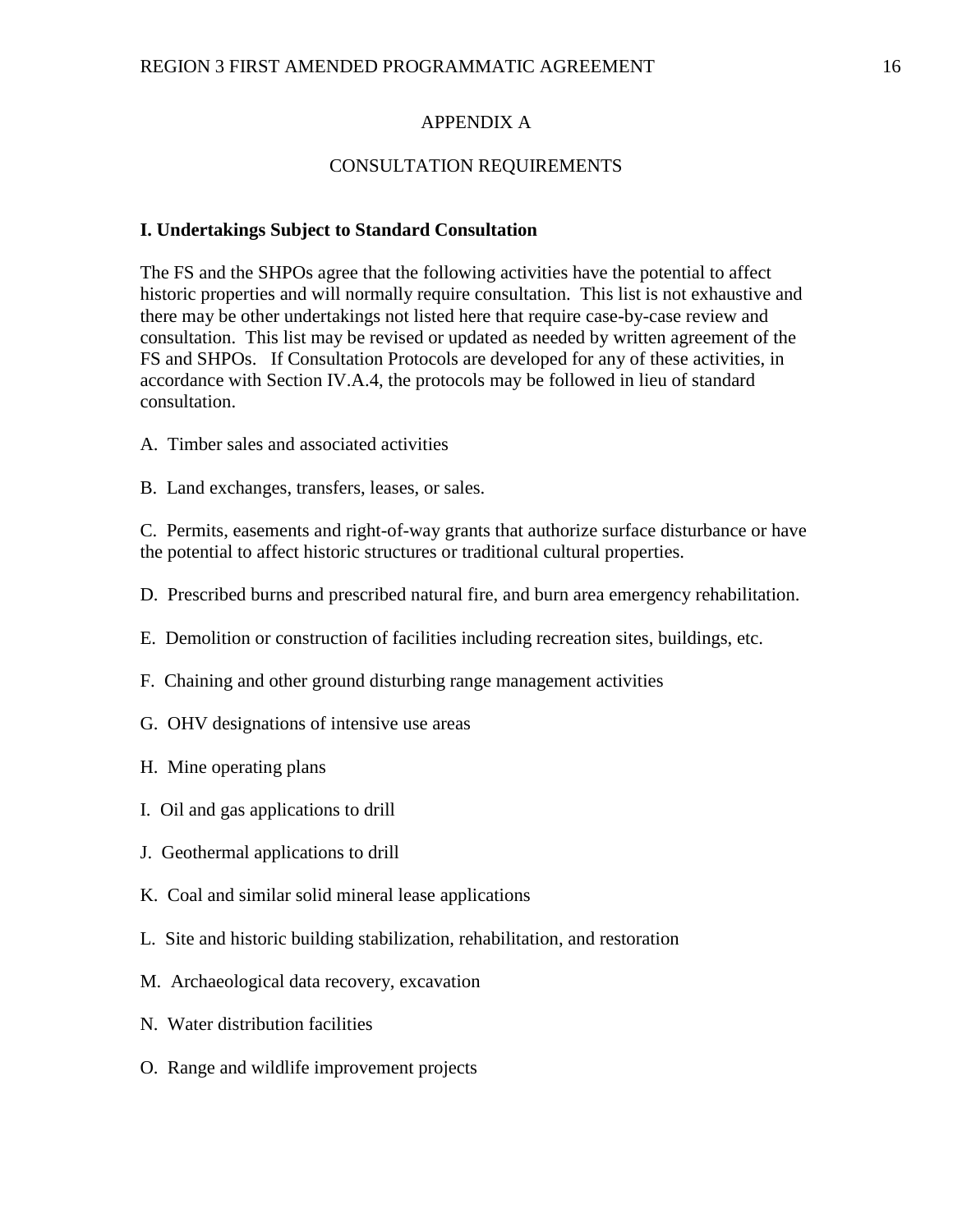# APPENDIX A

## CONSULTATION REQUIREMENTS

### I. Undertakings Subject to Standard Consultation

The FS and the SHPOs agree that the following activities have the potential to affect historic properties and will normally require consultation. This list is not exhaustive and there may be other undertakings not listed here that require case-by-case review and consultation. This list may be revised or updated as needed by written agreement of the FS and SHPOs. If Consultation Protocols are developed for any of these activities, in accordance with Section IV.A.4, the protocols may be followed in lieu of standard consultation.

A. Timber sales and associated activities

B. Land exchanges, transfers, leases, or sales.

C. Permits, easements and right-of-way grants that authorize surface disturbance or have the potential to affect historic structures or traditional cultural properties.

D. Prescribed burns and prescribed natural fire, and burn area emergency rehabilitation.

E. Demolition or construction of facilities including recreation sites, buildings, etc.

F. Chaining and other ground disturbing range management activities

G. OHV designations of intensive use areas

H. Mine operating plans

I. Oil and gas applications to drill

J. Geothermal applications to drill

K. Coal and similar solid mineral lease applications

L. Site and historic building stabilization, rehabilitation, and restoration

M. Archaeological data recovery, excavation

N. Water distribution facilities

O. Range and wildlife improvement projects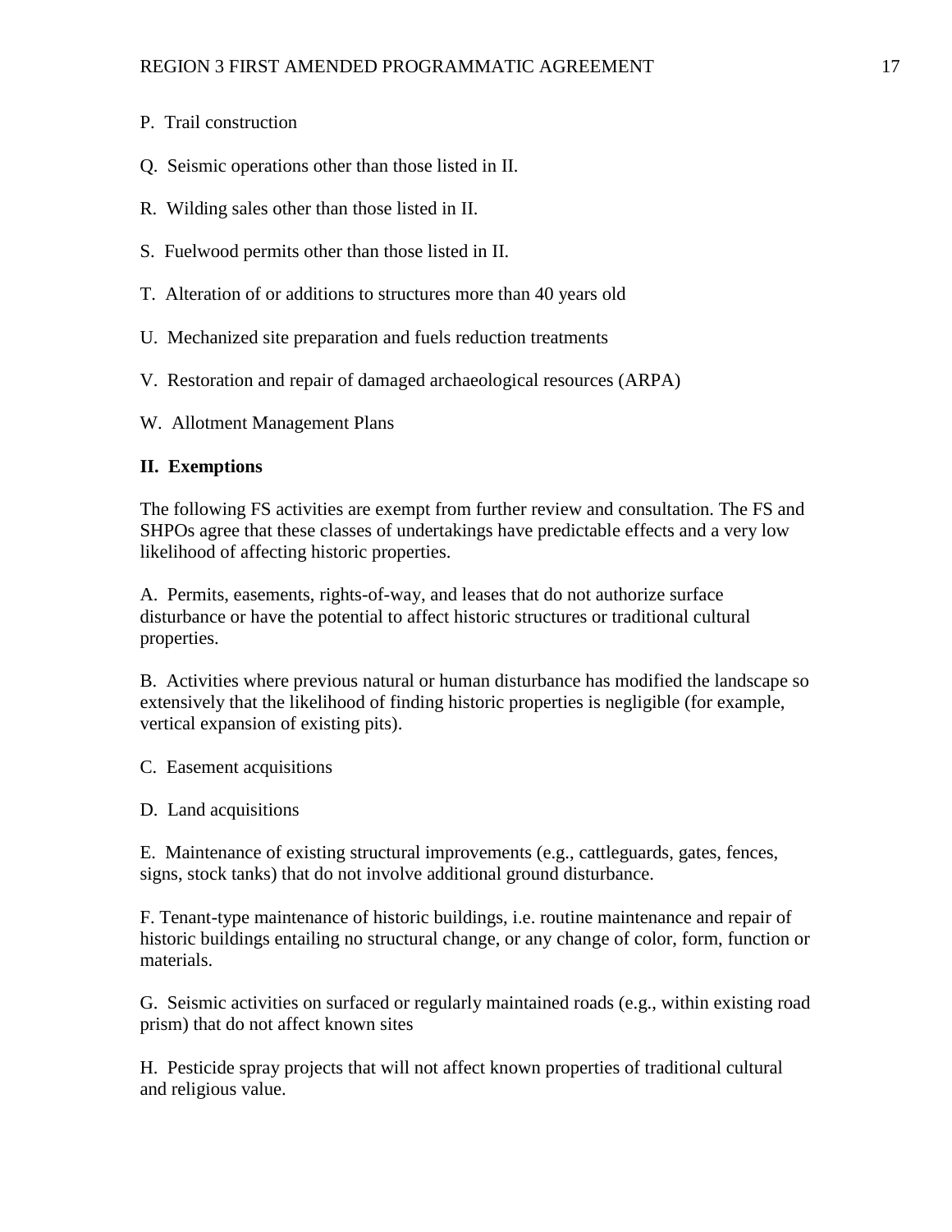P.  Trail construction

Q.  Seismic operations other than those listed in II.

R.  Wilding sales other than those listed in II.

S.  Fuelwood permits other than those listed in II.

T.  Alteration of or additions to structures more than 40 years old

U.  Mechanized site preparation and fuels reduction treatments

V.  Restoration and repair of damaged archaeological resources (ARPA)

W.  Allotment Management Plans

**II.  Exemptions**

The following FS activities are exempt from further review and consultation. The FS and SHPOs agree that these classes of undertakings have predictable effects and a very low likelihood of affecting historic properties.

A.  Permits, easements, rights-of-way, and leases that do not authorize surface disturbance or have the potential to affect historic structures or traditional cultural properties.

B.  Activities where previous natural or human disturbance has modified the landscape so extensively that the likelihood of finding historic properties is negligible (for example, vertical expansion of existing pits).

C.  Easement acquisitions

D.  Land acquisitions

E.  Maintenance of existing structural improvements (e.g., cattleguards, gates, fences, signs, stock tanks) that do not involve additional ground disturbance.

F. Tenant-type maintenance of historic buildings, i.e. routine maintenance and repair of historic buildings entailing no structural change, or any change of color, form, function or materials.

G.  Seismic activities on surfaced or regularly maintained roads (e.g., within existing road prism) that do not affect known sites

H.  Pesticide spray projects that will not affect known properties of traditional cultural and religious value.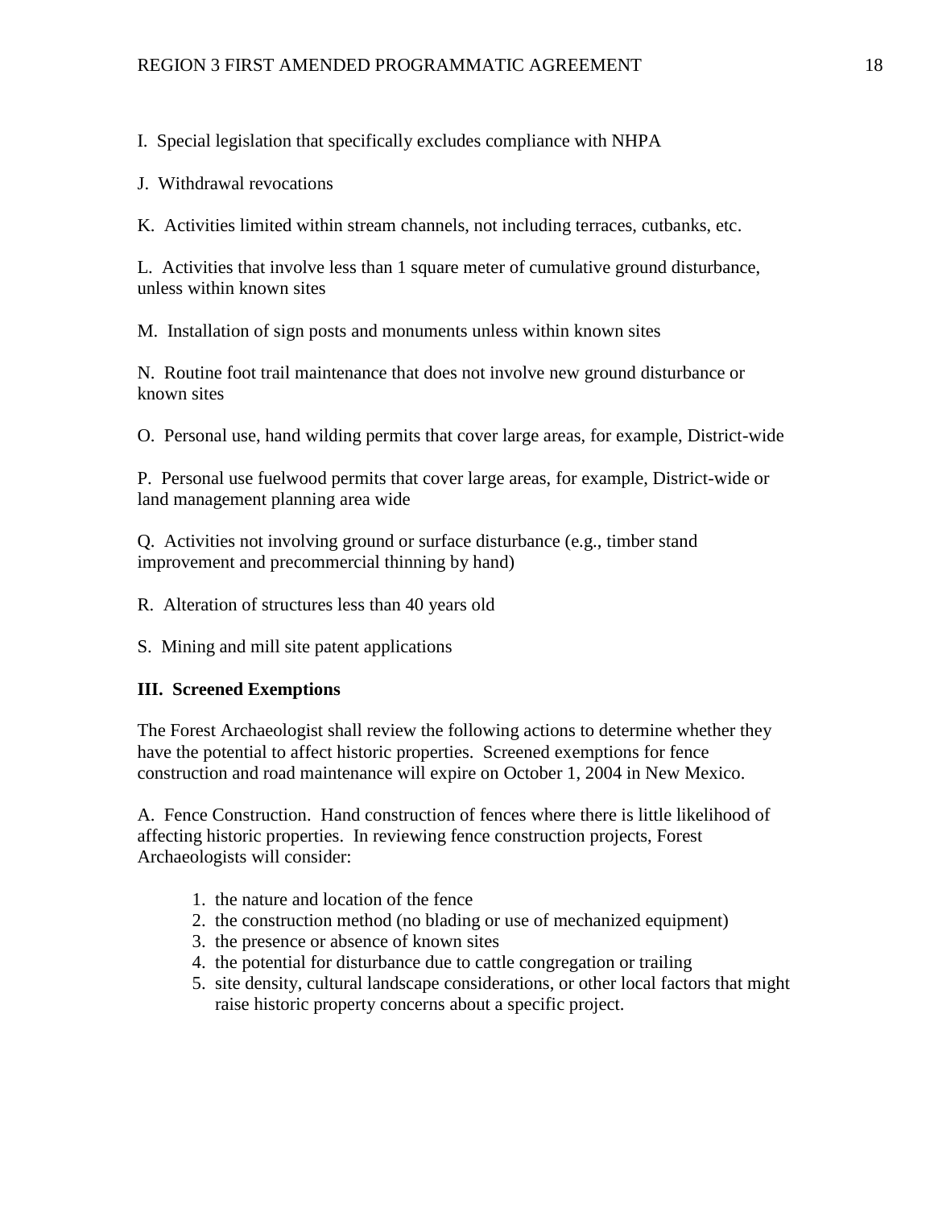I.  Special legislation that specifically excludes compliance with NHPA

J.  Withdrawal revocations

K.  Activities limited within stream channels, not including terraces, cutbanks, etc.

L.  Activities that involve less than 1 square meter of cumulative ground disturbance, unless within known sites

M.  Installation of sign posts and monuments unless within known sites

N.  Routine foot trail maintenance that does not involve new ground disturbance or known sites

O.  Personal use, hand wilding permits that cover large areas, for example, District-wide

P.  Personal use fuelwood permits that cover large areas, for example, District-wide or land management planning area wide

Q.  Activities not involving ground or surface disturbance (e.g., timber stand improvement and precommercial thinning by hand)

R.  Alteration of structures less than 40 years old

S.  Mining and mill site patent applications

**III.  Screened Exemptions**

The Forest Archaeologist shall review the following actions to determine whether they have the potential to affect historic properties.  Screened exemptions for fence construction and road maintenance will expire on October 1, 2004 in New Mexico.

A.  Fence Construction.  Hand construction of fences where there is little likelihood of affecting historic properties.  In reviewing fence construction projects, Forest Archaeologists will consider:

1. the nature and location of the fence
2. the construction method (no blading or use of mechanized equipment)
3. the presence or absence of known sites
4. the potential for disturbance due to cattle congregation or trailing
5. site density, cultural landscape considerations, or other local factors that might raise historic property concerns about a specific project.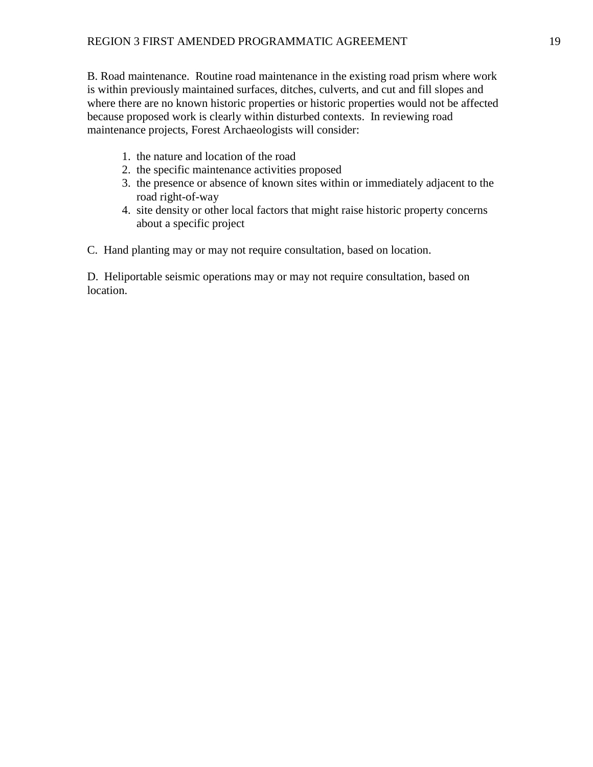B. Road maintenance.  Routine road maintenance in the existing road prism where work is within previously maintained surfaces, ditches, culverts, and cut and fill slopes and where there are no known historic properties or historic properties would not be affected because proposed work is clearly within disturbed contexts.  In reviewing road maintenance projects, Forest Archaeologists will consider:

1. the nature and location of the road
2. the specific maintenance activities proposed
3. the presence or absence of known sites within or immediately adjacent to the road right-of-way
4. site density or other local factors that might raise historic property concerns about a specific project

C.  Hand planting may or may not require consultation, based on location.

D.  Heliportable seismic operations may or may not require consultation, based on location.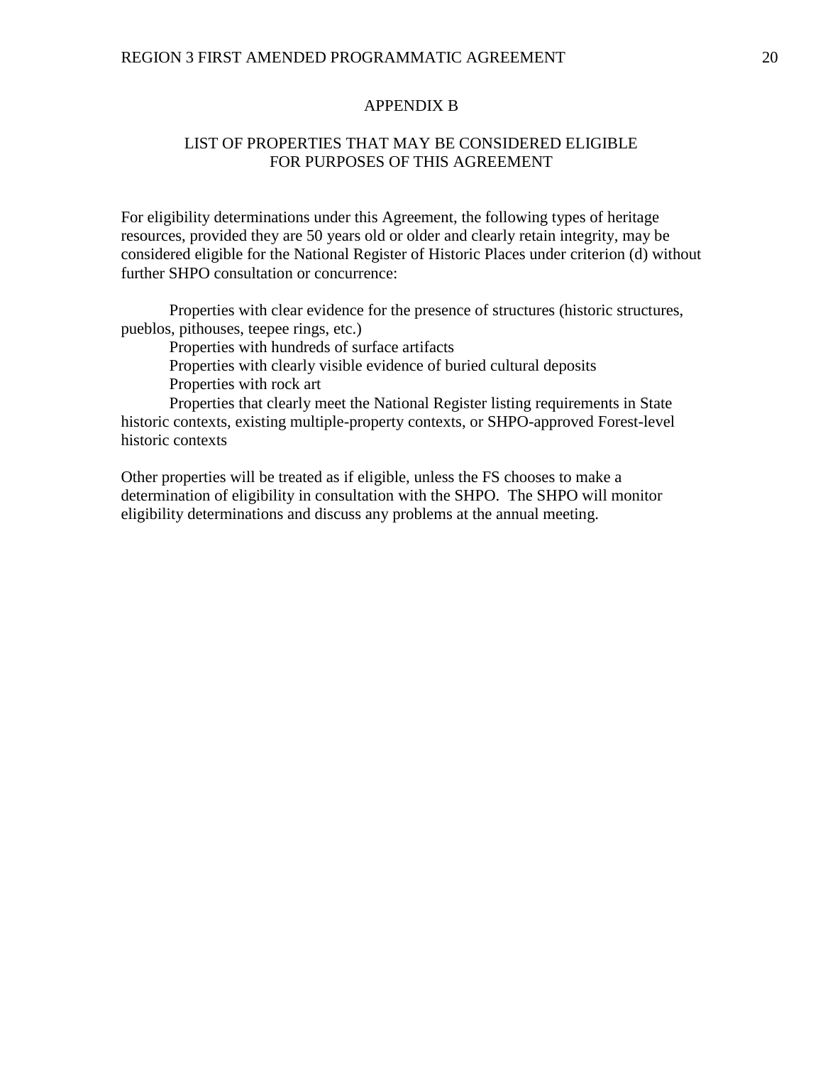# APPENDIX B

## LIST OF PROPERTIES THAT MAY BE CONSIDERED ELIGIBLE FOR PURPOSES OF THIS AGREEMENT

For eligibility determinations under this Agreement, the following types of heritage resources, provided they are 50 years old or older and clearly retain integrity, may be considered eligible for the National Register of Historic Places under criterion (d) without further SHPO consultation or concurrence:

Properties with clear evidence for the presence of structures (historic structures, pueblos, pithouses, teepee rings, etc.)

Properties with hundreds of surface artifacts

Properties with clearly visible evidence of buried cultural deposits

Properties with rock art

Properties that clearly meet the National Register listing requirements in State historic contexts, existing multiple-property contexts, or SHPO-approved Forest-level historic contexts

Other properties will be treated as if eligible, unless the FS chooses to make a determination of eligibility in consultation with the SHPO. The SHPO will monitor eligibility determinations and discuss any problems at the annual meeting.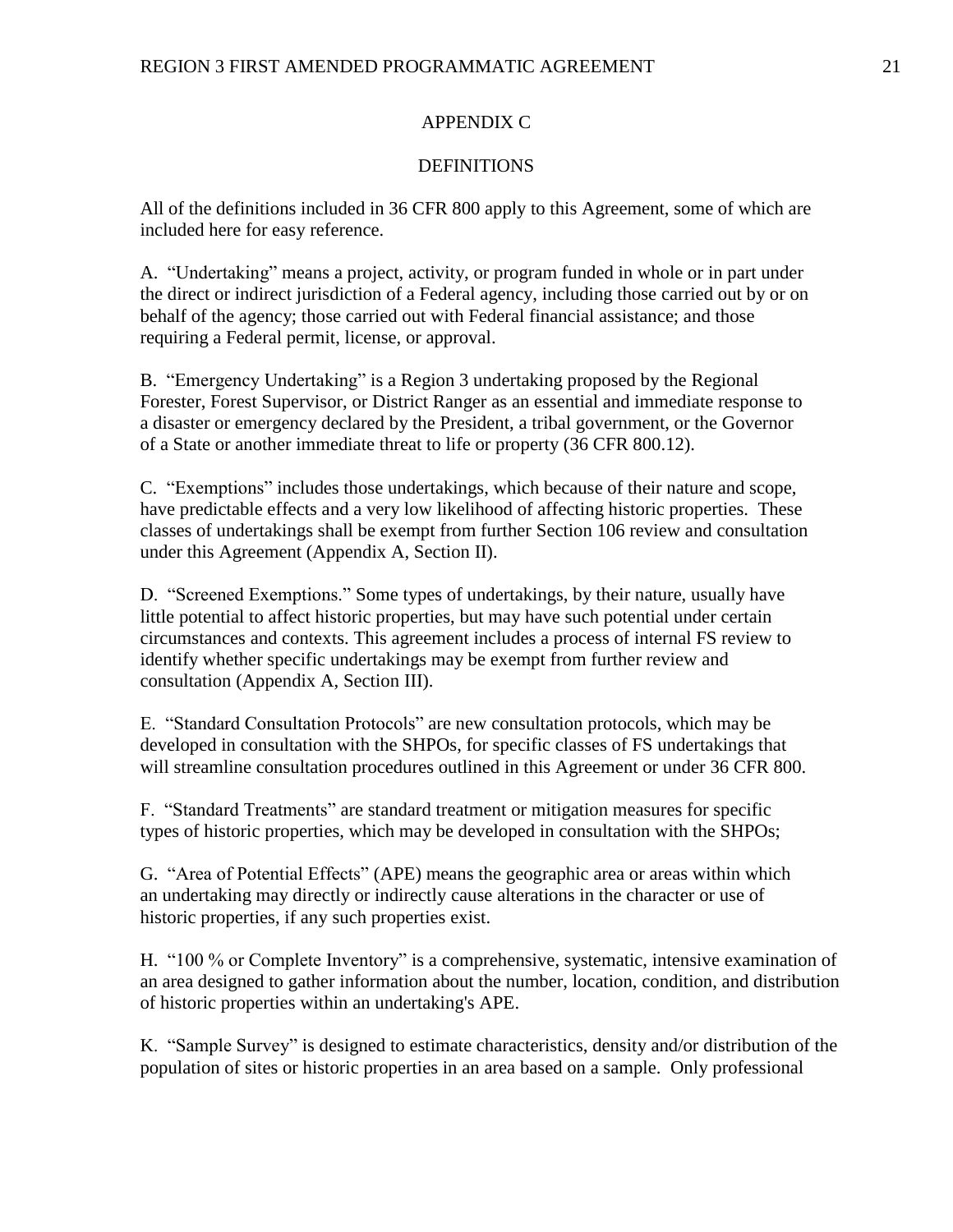## APPENDIX C

## DEFINITIONS

All of the definitions included in 36 CFR 800 apply to this Agreement, some of which are included here for easy reference.

A. “Undertaking” means a project, activity, or program funded in whole or in part under the direct or indirect jurisdiction of a Federal agency, including those carried out by or on behalf of the agency; those carried out with Federal financial assistance; and those requiring a Federal permit, license, or approval.

B. “Emergency Undertaking” is a Region 3 undertaking proposed by the Regional Forester, Forest Supervisor, or District Ranger as an essential and immediate response to a disaster or emergency declared by the President, a tribal government, or the Governor of a State or another immediate threat to life or property (36 CFR 800.12).

C. “Exemptions” includes those undertakings, which because of their nature and scope, have predictable effects and a very low likelihood of affecting historic properties. These classes of undertakings shall be exempt from further Section 106 review and consultation under this Agreement (Appendix A, Section II).

D. “Screened Exemptions.” Some types of undertakings, by their nature, usually have little potential to affect historic properties, but may have such potential under certain circumstances and contexts. This agreement includes a process of internal FS review to identify whether specific undertakings may be exempt from further review and consultation (Appendix A, Section III).

E. “Standard Consultation Protocols” are new consultation protocols, which may be developed in consultation with the SHPOs, for specific classes of FS undertakings that will streamline consultation procedures outlined in this Agreement or under 36 CFR 800.

F. “Standard Treatments” are standard treatment or mitigation measures for specific types of historic properties, which may be developed in consultation with the SHPOs;

G. “Area of Potential Effects” (APE) means the geographic area or areas within which an undertaking may directly or indirectly cause alterations in the character or use of historic properties, if any such properties exist.

H. “100 % or Complete Inventory” is a comprehensive, systematic, intensive examination of an area designed to gather information about the number, location, condition, and distribution of historic properties within an undertaking's APE.

K. “Sample Survey” is designed to estimate characteristics, density and/or distribution of the population of sites or historic properties in an area based on a sample. Only professional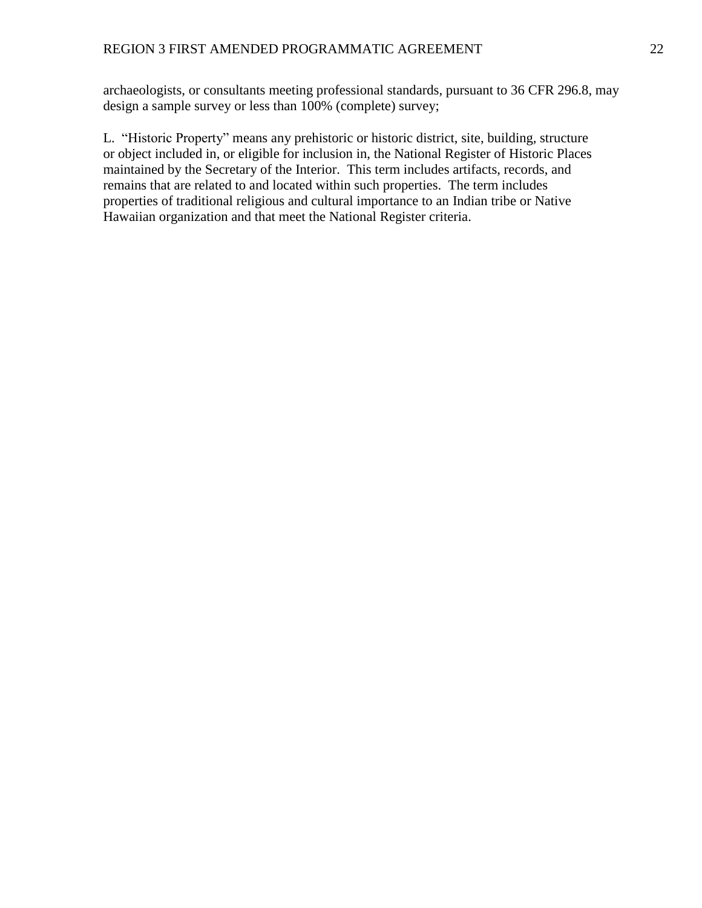archaeologists, or consultants meeting professional standards, pursuant to 36 CFR 296.8, may design a sample survey or less than 100% (complete) survey;

L. "Historic Property" means any prehistoric or historic district, site, building, structure or object included in, or eligible for inclusion in, the National Register of Historic Places maintained by the Secretary of the Interior. This term includes artifacts, records, and remains that are related to and located within such properties. The term includes properties of traditional religious and cultural importance to an Indian tribe or Native Hawaiian organization and that meet the National Register criteria.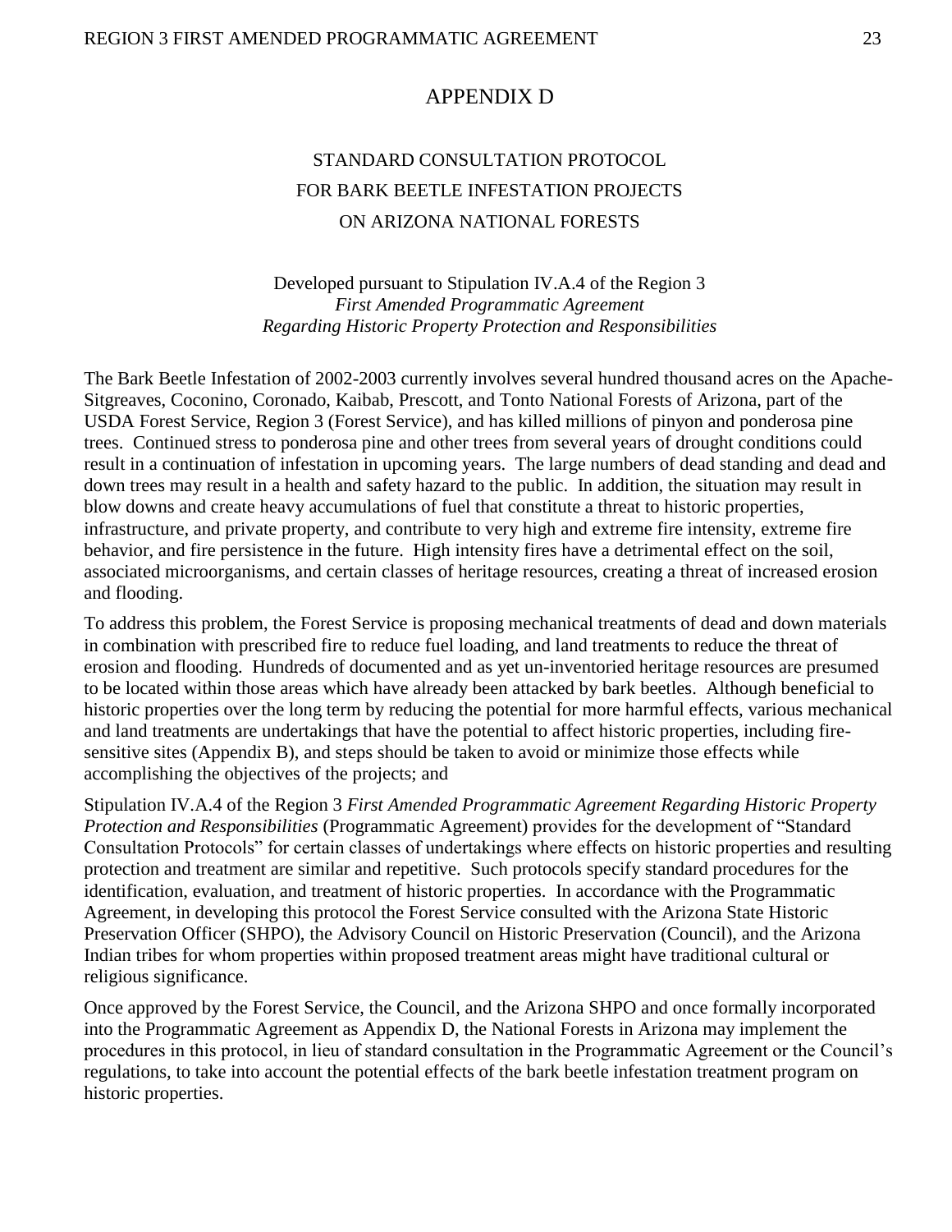# APPENDIX D

## STANDARD CONSULTATION PROTOCOL FOR BARK BEETLE INFESTATION PROJECTS ON ARIZONA NATIONAL FORESTS

Developed pursuant to Stipulation IV.A.4 of the Region 3 *First Amended Programmatic Agreement Regarding Historic Property Protection and Responsibilities*

The Bark Beetle Infestation of 2002-2003 currently involves several hundred thousand acres on the Apache-Sitgreaves, Coconino, Coronado, Kaibab, Prescott, and Tonto National Forests of Arizona, part of the USDA Forest Service, Region 3 (Forest Service), and has killed millions of pinyon and ponderosa pine trees. Continued stress to ponderosa pine and other trees from several years of drought conditions could result in a continuation of infestation in upcoming years. The large numbers of dead standing and dead and down trees may result in a health and safety hazard to the public. In addition, the situation may result in blow downs and create heavy accumulations of fuel that constitute a threat to historic properties, infrastructure, and private property, and contribute to very high and extreme fire intensity, extreme fire behavior, and fire persistence in the future. High intensity fires have a detrimental effect on the soil, associated microorganisms, and certain classes of heritage resources, creating a threat of increased erosion and flooding.

To address this problem, the Forest Service is proposing mechanical treatments of dead and down materials in combination with prescribed fire to reduce fuel loading, and land treatments to reduce the threat of erosion and flooding. Hundreds of documented and as yet un-inventoried heritage resources are presumed to be located within those areas which have already been attacked by bark beetles. Although beneficial to historic properties over the long term by reducing the potential for more harmful effects, various mechanical and land treatments are undertakings that have the potential to affect historic properties, including fire-sensitive sites (Appendix B), and steps should be taken to avoid or minimize those effects while accomplishing the objectives of the projects; and

Stipulation IV.A.4 of the Region 3 *First Amended Programmatic Agreement Regarding Historic Property Protection and Responsibilities* (Programmatic Agreement) provides for the development of "Standard Consultation Protocols" for certain classes of undertakings where effects on historic properties and resulting protection and treatment are similar and repetitive. Such protocols specify standard procedures for the identification, evaluation, and treatment of historic properties. In accordance with the Programmatic Agreement, in developing this protocol the Forest Service consulted with the Arizona State Historic Preservation Officer (SHPO), the Advisory Council on Historic Preservation (Council), and the Arizona Indian tribes for whom properties within proposed treatment areas might have traditional cultural or religious significance.

Once approved by the Forest Service, the Council, and the Arizona SHPO and once formally incorporated into the Programmatic Agreement as Appendix D, the National Forests in Arizona may implement the procedures in this protocol, in lieu of standard consultation in the Programmatic Agreement or the Council's regulations, to take into account the potential effects of the bark beetle infestation treatment program on historic properties.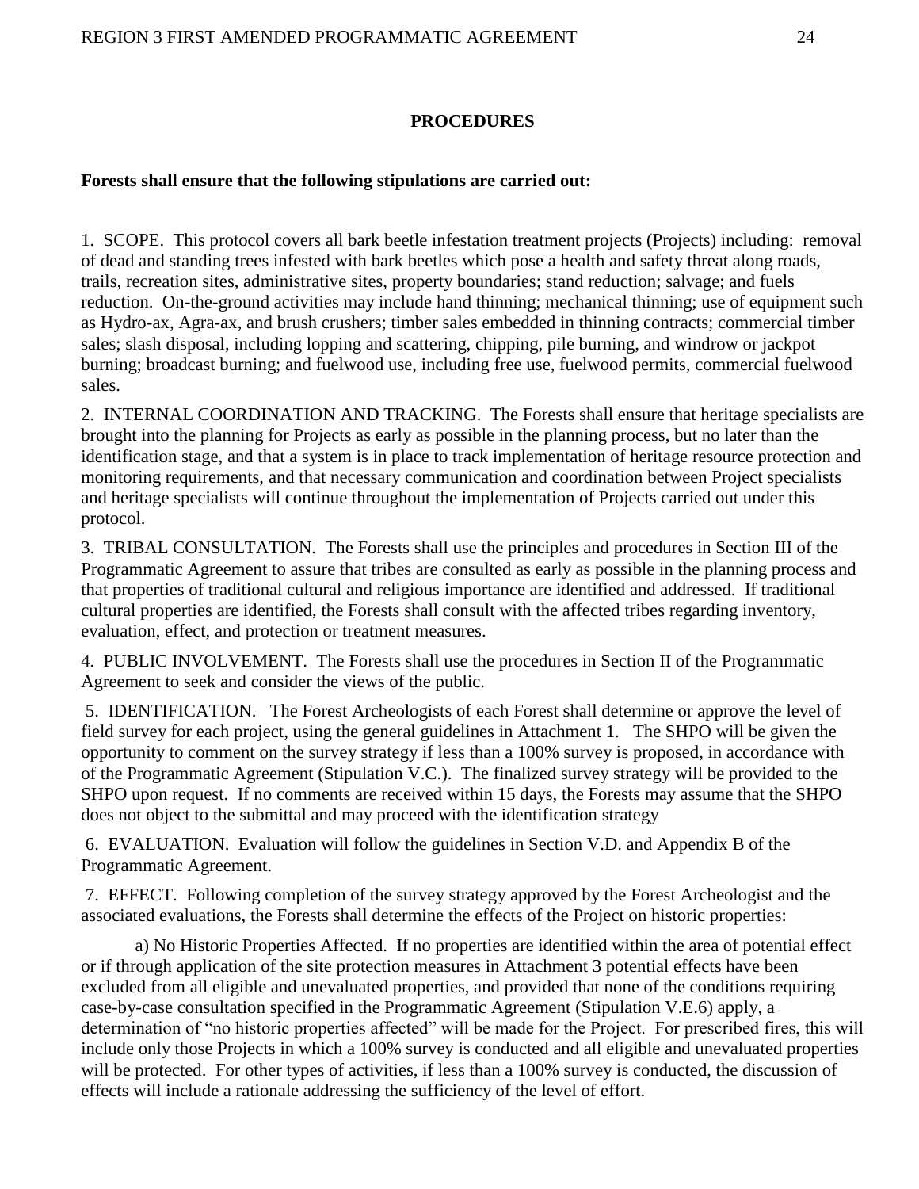## PROCEDURES

**Forests shall ensure that the following stipulations are carried out:**

1. SCOPE. This protocol covers all bark beetle infestation treatment projects (Projects) including: removal of dead and standing trees infested with bark beetles which pose a health and safety threat along roads, trails, recreation sites, administrative sites, property boundaries; stand reduction; salvage; and fuels reduction. On-the-ground activities may include hand thinning; mechanical thinning; use of equipment such as Hydro-ax, Agra-ax, and brush crushers; timber sales embedded in thinning contracts; commercial timber sales; slash disposal, including lopping and scattering, chipping, pile burning, and windrow or jackpot burning; broadcast burning; and fuelwood use, including free use, fuelwood permits, commercial fuelwood sales.

2. INTERNAL COORDINATION AND TRACKING. The Forests shall ensure that heritage specialists are brought into the planning for Projects as early as possible in the planning process, but no later than the identification stage, and that a system is in place to track implementation of heritage resource protection and monitoring requirements, and that necessary communication and coordination between Project specialists and heritage specialists will continue throughout the implementation of Projects carried out under this protocol.

3. TRIBAL CONSULTATION. The Forests shall use the principles and procedures in Section III of the Programmatic Agreement to assure that tribes are consulted as early as possible in the planning process and that properties of traditional cultural and religious importance are identified and addressed. If traditional cultural properties are identified, the Forests shall consult with the affected tribes regarding inventory, evaluation, effect, and protection or treatment measures.

4. PUBLIC INVOLVEMENT. The Forests shall use the procedures in Section II of the Programmatic Agreement to seek and consider the views of the public.

5. IDENTIFICATION. The Forest Archeologists of each Forest shall determine or approve the level of field survey for each project, using the general guidelines in Attachment 1. The SHPO will be given the opportunity to comment on the survey strategy if less than a 100% survey is proposed, in accordance with of the Programmatic Agreement (Stipulation V.C.). The finalized survey strategy will be provided to the SHPO upon request. If no comments are received within 15 days, the Forests may assume that the SHPO does not object to the submittal and may proceed with the identification strategy

6. EVALUATION. Evaluation will follow the guidelines in Section V.D. and Appendix B of the Programmatic Agreement.

7. EFFECT. Following completion of the survey strategy approved by the Forest Archeologist and the associated evaluations, the Forests shall determine the effects of the Project on historic properties:

   a) No Historic Properties Affected. If no properties are identified within the area of potential effect or if through application of the site protection measures in Attachment 3 potential effects have been excluded from all eligible and unevaluated properties, and provided that none of the conditions requiring case-by-case consultation specified in the Programmatic Agreement (Stipulation V.E.6) apply, a determination of "no historic properties affected" will be made for the Project. For prescribed fires, this will include only those Projects in which a 100% survey is conducted and all eligible and unevaluated properties will be protected. For other types of activities, if less than a 100% survey is conducted, the discussion of effects will include a rationale addressing the sufficiency of the level of effort.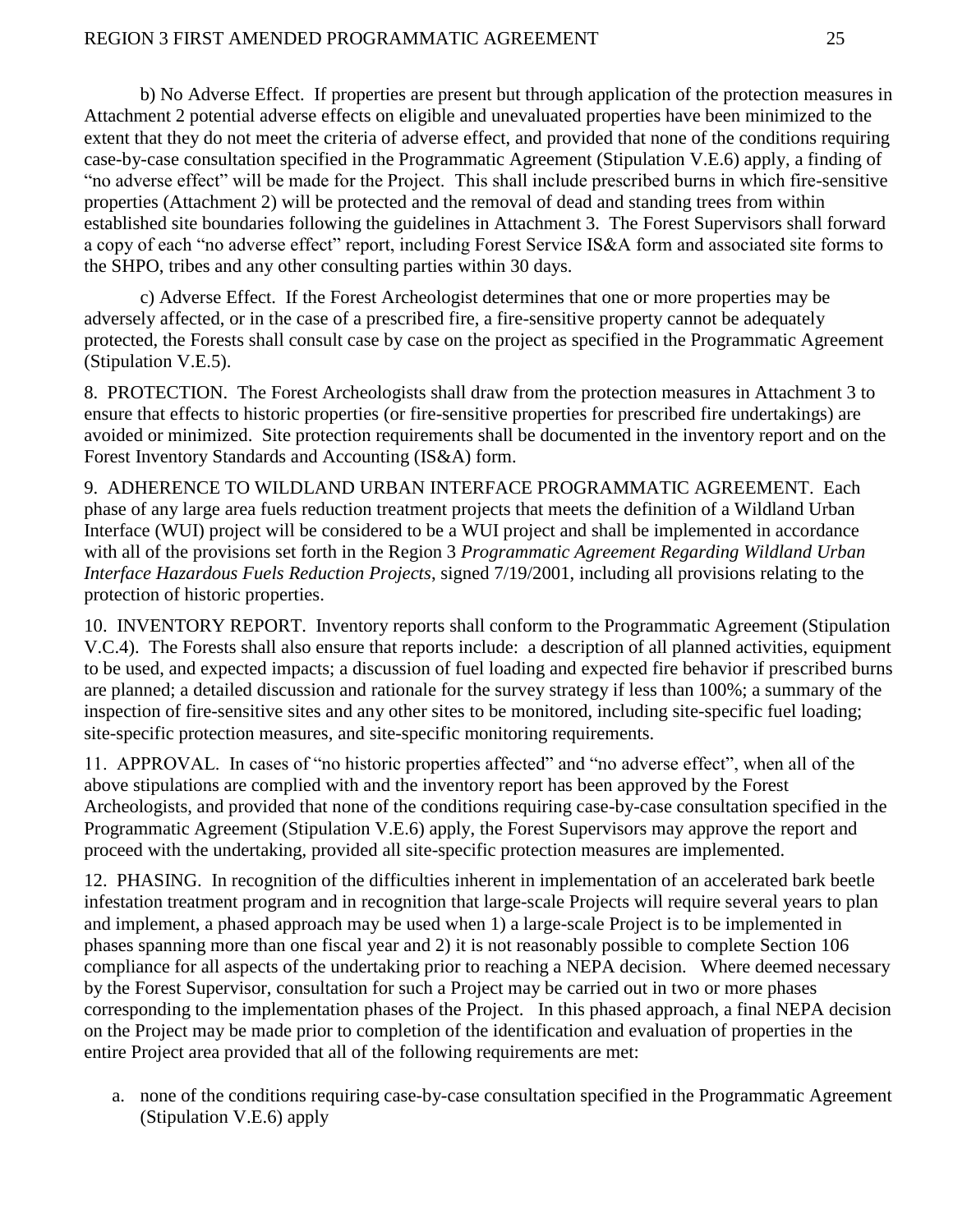b) No Adverse Effect. If properties are present but through application of the protection measures in Attachment 2 potential adverse effects on eligible and unevaluated properties have been minimized to the extent that they do not meet the criteria of adverse effect, and provided that none of the conditions requiring case-by-case consultation specified in the Programmatic Agreement (Stipulation V.E.6) apply, a finding of "no adverse effect" will be made for the Project. This shall include prescribed burns in which fire-sensitive properties (Attachment 2) will be protected and the removal of dead and standing trees from within established site boundaries following the guidelines in Attachment 3. The Forest Supervisors shall forward a copy of each "no adverse effect" report, including Forest Service IS&A form and associated site forms to the SHPO, tribes and any other consulting parties within 30 days.

c) Adverse Effect. If the Forest Archeologist determines that one or more properties may be adversely affected, or in the case of a prescribed fire, a fire-sensitive property cannot be adequately protected, the Forests shall consult case by case on the project as specified in the Programmatic Agreement (Stipulation V.E.5).

8. PROTECTION. The Forest Archeologists shall draw from the protection measures in Attachment 3 to ensure that effects to historic properties (or fire-sensitive properties for prescribed fire undertakings) are avoided or minimized. Site protection requirements shall be documented in the inventory report and on the Forest Inventory Standards and Accounting (IS&A) form.

9. ADHERENCE TO WILDLAND URBAN INTERFACE PROGRAMMATIC AGREEMENT. Each phase of any large area fuels reduction treatment projects that meets the definition of a Wildland Urban Interface (WUI) project will be considered to be a WUI project and shall be implemented in accordance with all of the provisions set forth in the Region 3 *Programmatic Agreement Regarding Wildland Urban Interface Hazardous Fuels Reduction Projects*, signed 7/19/2001, including all provisions relating to the protection of historic properties.

10. INVENTORY REPORT. Inventory reports shall conform to the Programmatic Agreement (Stipulation V.C.4). The Forests shall also ensure that reports include: a description of all planned activities, equipment to be used, and expected impacts; a discussion of fuel loading and expected fire behavior if prescribed burns are planned; a detailed discussion and rationale for the survey strategy if less than 100%; a summary of the inspection of fire-sensitive sites and any other sites to be monitored, including site-specific fuel loading; site-specific protection measures, and site-specific monitoring requirements.

11. APPROVAL. In cases of "no historic properties affected" and "no adverse effect", when all of the above stipulations are complied with and the inventory report has been approved by the Forest Archeologists, and provided that none of the conditions requiring case-by-case consultation specified in the Programmatic Agreement (Stipulation V.E.6) apply, the Forest Supervisors may approve the report and proceed with the undertaking, provided all site-specific protection measures are implemented.

12. PHASING. In recognition of the difficulties inherent in implementation of an accelerated bark beetle infestation treatment program and in recognition that large-scale Projects will require several years to plan and implement, a phased approach may be used when 1) a large-scale Project is to be implemented in phases spanning more than one fiscal year and 2) it is not reasonably possible to complete Section 106 compliance for all aspects of the undertaking prior to reaching a NEPA decision. Where deemed necessary by the Forest Supervisor, consultation for such a Project may be carried out in two or more phases corresponding to the implementation phases of the Project. In this phased approach, a final NEPA decision on the Project may be made prior to completion of the identification and evaluation of properties in the entire Project area provided that all of the following requirements are met:

a. none of the conditions requiring case-by-case consultation specified in the Programmatic Agreement (Stipulation V.E.6) apply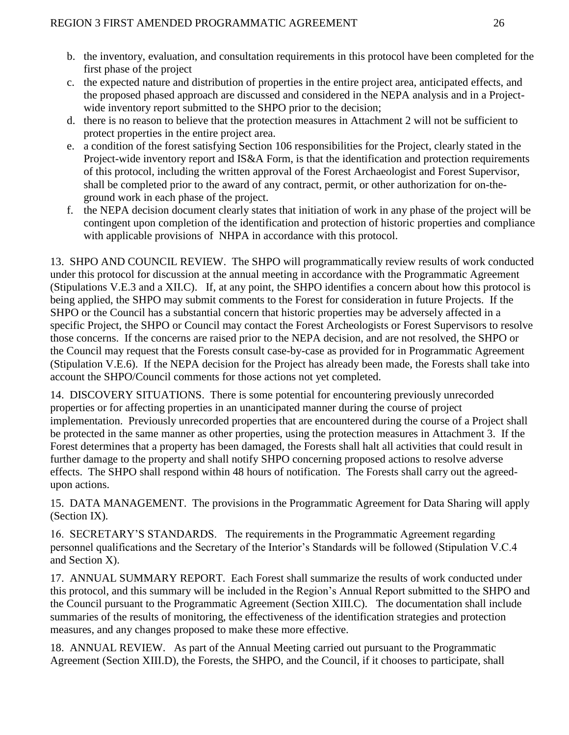b. the inventory, evaluation, and consultation requirements in this protocol have been completed for the first phase of the project
c. the expected nature and distribution of properties in the entire project area, anticipated effects, and the proposed phased approach are discussed and considered in the NEPA analysis and in a Project-wide inventory report submitted to the SHPO prior to the decision;
d. there is no reason to believe that the protection measures in Attachment 2 will not be sufficient to protect properties in the entire project area.
e. a condition of the forest satisfying Section 106 responsibilities for the Project, clearly stated in the Project-wide inventory report and IS&A Form, is that the identification and protection requirements of this protocol, including the written approval of the Forest Archaeologist and Forest Supervisor, shall be completed prior to the award of any contract, permit, or other authorization for on-the-ground work in each phase of the project.
f. the NEPA decision document clearly states that initiation of work in any phase of the project will be contingent upon completion of the identification and protection of historic properties and compliance with applicable provisions of NHPA in accordance with this protocol.

13. SHPO AND COUNCIL REVIEW. The SHPO will programmatically review results of work conducted under this protocol for discussion at the annual meeting in accordance with the Programmatic Agreement (Stipulations V.E.3 and a XII.C). If, at any point, the SHPO identifies a concern about how this protocol is being applied, the SHPO may submit comments to the Forest for consideration in future Projects. If the SHPO or the Council has a substantial concern that historic properties may be adversely affected in a specific Project, the SHPO or Council may contact the Forest Archeologists or Forest Supervisors to resolve those concerns. If the concerns are raised prior to the NEPA decision, and are not resolved, the SHPO or the Council may request that the Forests consult case-by-case as provided for in Programmatic Agreement (Stipulation V.E.6). If the NEPA decision for the Project has already been made, the Forests shall take into account the SHPO/Council comments for those actions not yet completed.

14. DISCOVERY SITUATIONS. There is some potential for encountering previously unrecorded properties or for affecting properties in an unanticipated manner during the course of project implementation. Previously unrecorded properties that are encountered during the course of a Project shall be protected in the same manner as other properties, using the protection measures in Attachment 3. If the Forest determines that a property has been damaged, the Forests shall halt all activities that could result in further damage to the property and shall notify SHPO concerning proposed actions to resolve adverse effects. The SHPO shall respond within 48 hours of notification. The Forests shall carry out the agreed-upon actions.

15. DATA MANAGEMENT. The provisions in the Programmatic Agreement for Data Sharing will apply (Section IX).

16. SECRETARY'S STANDARDS. The requirements in the Programmatic Agreement regarding personnel qualifications and the Secretary of the Interior's Standards will be followed (Stipulation V.C.4 and Section X).

17. ANNUAL SUMMARY REPORT. Each Forest shall summarize the results of work conducted under this protocol, and this summary will be included in the Region's Annual Report submitted to the SHPO and the Council pursuant to the Programmatic Agreement (Section XIII.C). The documentation shall include summaries of the results of monitoring, the effectiveness of the identification strategies and protection measures, and any changes proposed to make these more effective.

18. ANNUAL REVIEW. As part of the Annual Meeting carried out pursuant to the Programmatic Agreement (Section XIII.D), the Forests, the SHPO, and the Council, if it chooses to participate, shall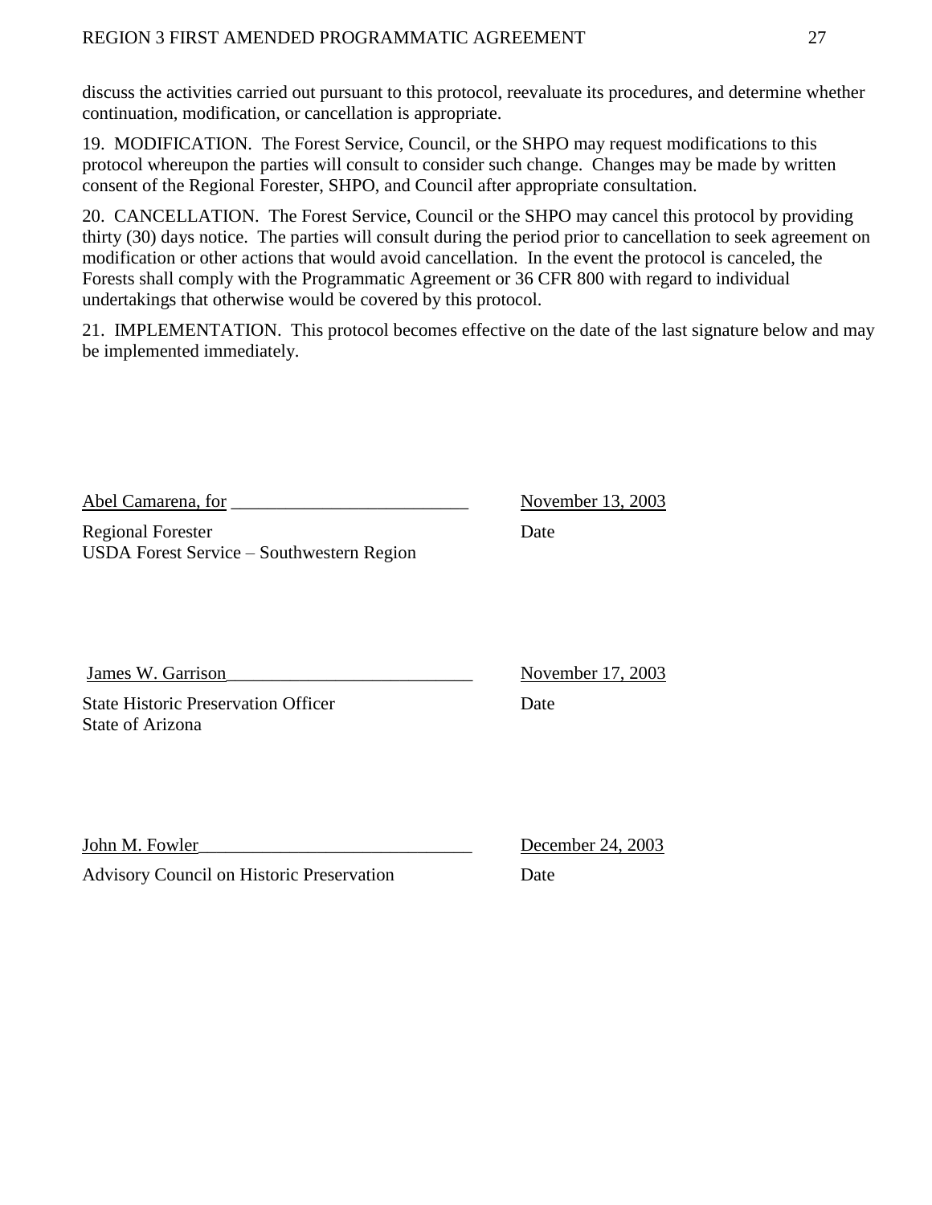discuss the activities carried out pursuant to this protocol, reevaluate its procedures, and determine whether continuation, modification, or cancellation is appropriate.

19. MODIFICATION. The Forest Service, Council, or the SHPO may request modifications to this protocol whereupon the parties will consult to consider such change. Changes may be made by written consent of the Regional Forester, SHPO, and Council after appropriate consultation.

20. CANCELLATION. The Forest Service, Council or the SHPO may cancel this protocol by providing thirty (30) days notice. The parties will consult during the period prior to cancellation to seek agreement on modification or other actions that would avoid cancellation. In the event the protocol is canceled, the Forests shall comply with the Programmatic Agreement or 36 CFR 800 with regard to individual undertakings that otherwise would be covered by this protocol.

21. IMPLEMENTATION. This protocol becomes effective on the date of the last signature below and may be implemented immediately.

Abel Camarena, for ___________________________ November 13, 2003

Regional Forester Date
USDA Forest Service – Southwestern Region

James W. Garrison___________________________ November 17, 2003

State Historic Preservation Officer Date
State of Arizona

John M. Fowler______________________________ December 24, 2003

Advisory Council on Historic Preservation Date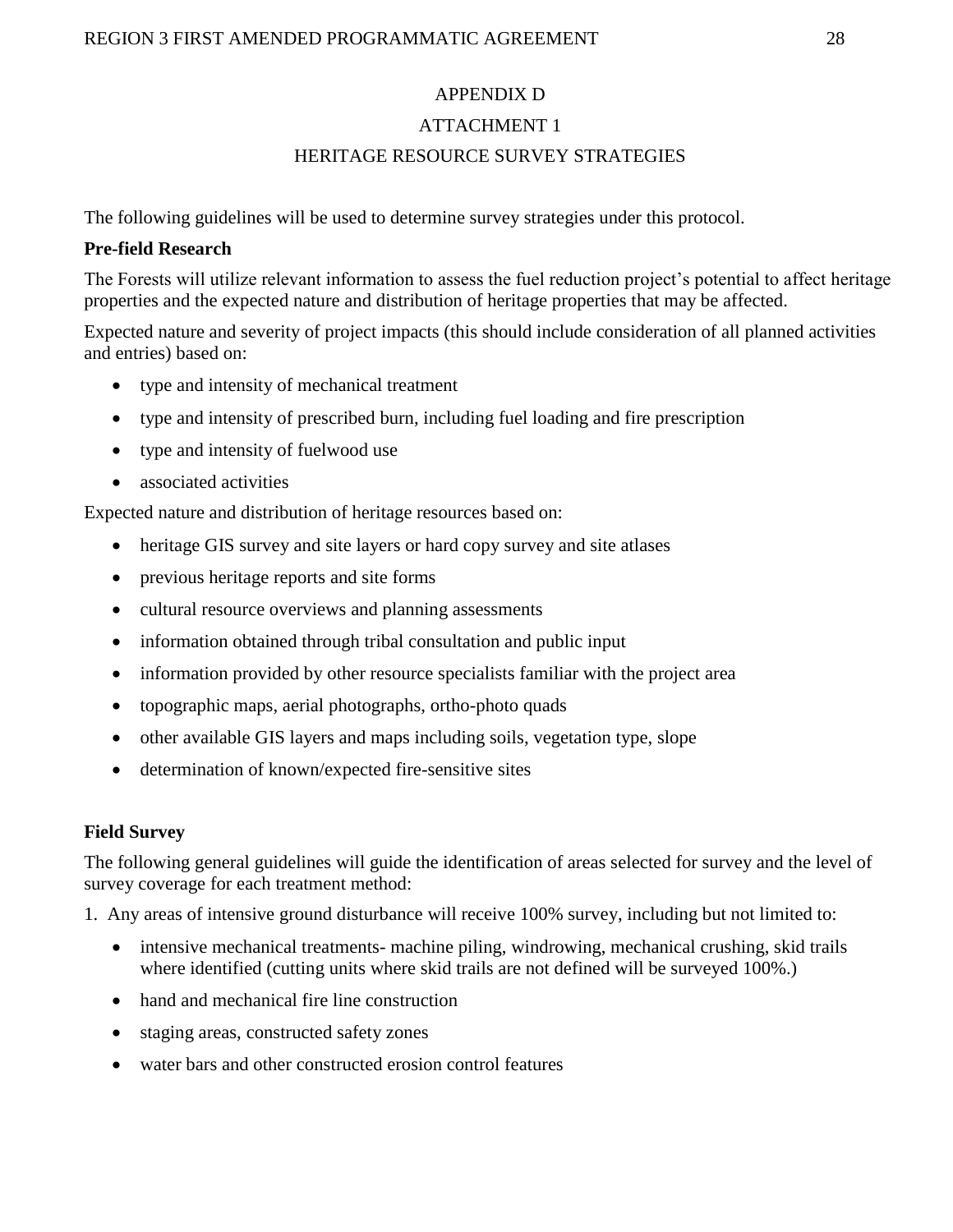# APPENDIX D

## ATTACHMENT 1

## HERITAGE RESOURCE SURVEY STRATEGIES

The following guidelines will be used to determine survey strategies under this protocol.

**Pre-field Research**

The Forests will utilize relevant information to assess the fuel reduction project's potential to affect heritage properties and the expected nature and distribution of heritage properties that may be affected.

Expected nature and severity of project impacts (this should include consideration of all planned activities and entries) based on:

- type and intensity of mechanical treatment
- type and intensity of prescribed burn, including fuel loading and fire prescription
- type and intensity of fuelwood use
- associated activities

Expected nature and distribution of heritage resources based on:

- heritage GIS survey and site layers or hard copy survey and site atlases
- previous heritage reports and site forms
- cultural resource overviews and planning assessments
- information obtained through tribal consultation and public input
- information provided by other resource specialists familiar with the project area
- topographic maps, aerial photographs, ortho-photo quads
- other available GIS layers and maps including soils, vegetation type, slope
- determination of known/expected fire-sensitive sites

**Field Survey**

The following general guidelines will guide the identification of areas selected for survey and the level of survey coverage for each treatment method:

1. Any areas of intensive ground disturbance will receive 100% survey, including but not limited to:
   - intensive mechanical treatments- machine piling, windrowing, mechanical crushing, skid trails where identified (cutting units where skid trails are not defined will be surveyed 100%.)
   - hand and mechanical fire line construction
   - staging areas, constructed safety zones
   - water bars and other constructed erosion control features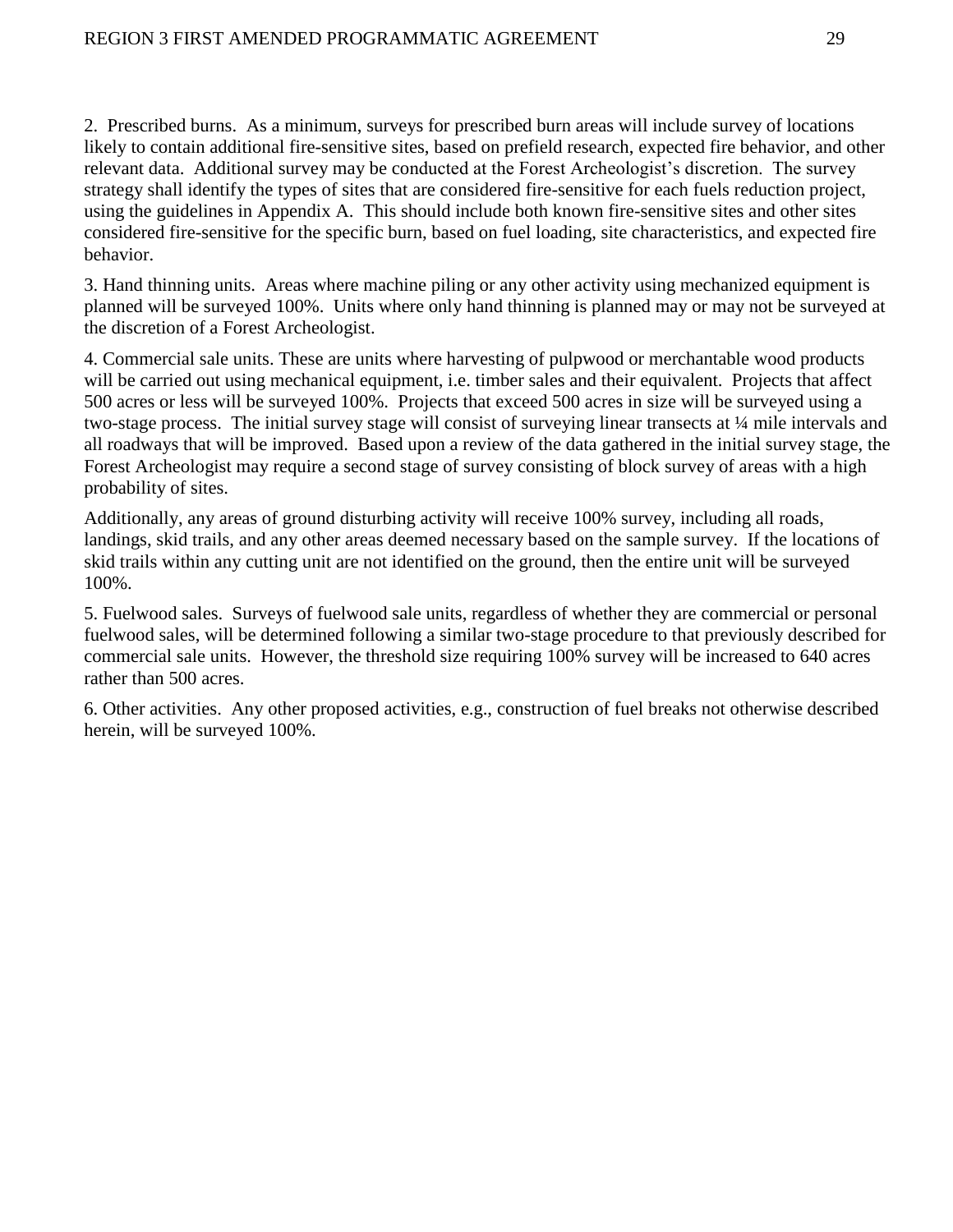2. Prescribed burns. As a minimum, surveys for prescribed burn areas will include survey of locations likely to contain additional fire-sensitive sites, based on prefield research, expected fire behavior, and other relevant data. Additional survey may be conducted at the Forest Archeologist's discretion. The survey strategy shall identify the types of sites that are considered fire-sensitive for each fuels reduction project, using the guidelines in Appendix A. This should include both known fire-sensitive sites and other sites considered fire-sensitive for the specific burn, based on fuel loading, site characteristics, and expected fire behavior.

3. Hand thinning units. Areas where machine piling or any other activity using mechanized equipment is planned will be surveyed 100%. Units where only hand thinning is planned may or may not be surveyed at the discretion of a Forest Archeologist.

4. Commercial sale units. These are units where harvesting of pulpwood or merchantable wood products will be carried out using mechanical equipment, i.e. timber sales and their equivalent. Projects that affect 500 acres or less will be surveyed 100%. Projects that exceed 500 acres in size will be surveyed using a two-stage process. The initial survey stage will consist of surveying linear transects at ¼ mile intervals and all roadways that will be improved. Based upon a review of the data gathered in the initial survey stage, the Forest Archeologist may require a second stage of survey consisting of block survey of areas with a high probability of sites.

Additionally, any areas of ground disturbing activity will receive 100% survey, including all roads, landings, skid trails, and any other areas deemed necessary based on the sample survey. If the locations of skid trails within any cutting unit are not identified on the ground, then the entire unit will be surveyed 100%.

5. Fuelwood sales. Surveys of fuelwood sale units, regardless of whether they are commercial or personal fuelwood sales, will be determined following a similar two-stage procedure to that previously described for commercial sale units. However, the threshold size requiring 100% survey will be increased to 640 acres rather than 500 acres.

6. Other activities. Any other proposed activities, e.g., construction of fuel breaks not otherwise described herein, will be surveyed 100%.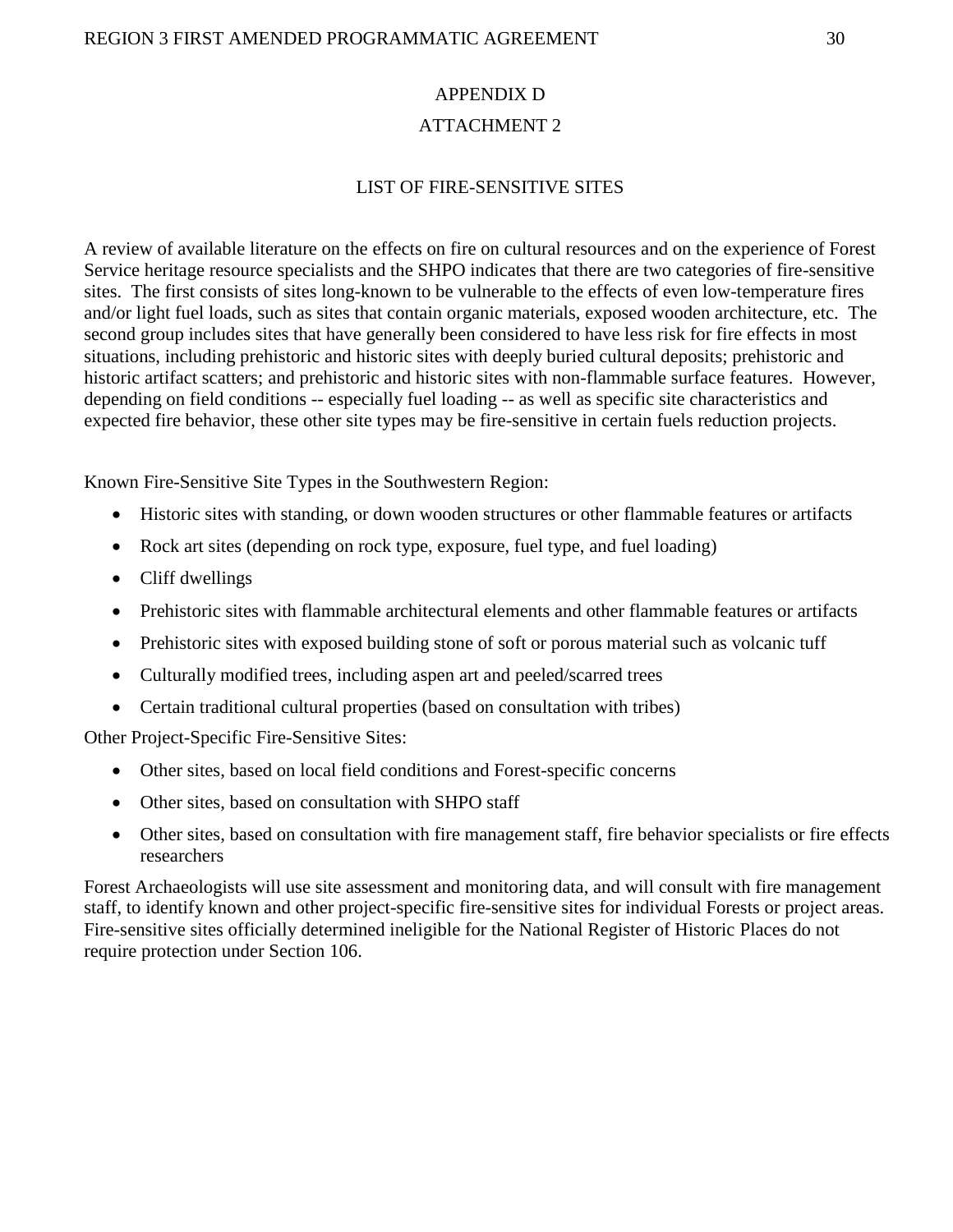# APPENDIX D

## ATTACHMENT 2

### LIST OF FIRE-SENSITIVE SITES

A review of available literature on the effects on fire on cultural resources and on the experience of Forest Service heritage resource specialists and the SHPO indicates that there are two categories of fire-sensitive sites. The first consists of sites long-known to be vulnerable to the effects of even low-temperature fires and/or light fuel loads, such as sites that contain organic materials, exposed wooden architecture, etc. The second group includes sites that have generally been considered to have less risk for fire effects in most situations, including prehistoric and historic sites with deeply buried cultural deposits; prehistoric and historic artifact scatters; and prehistoric and historic sites with non-flammable surface features. However, depending on field conditions -- especially fuel loading -- as well as specific site characteristics and expected fire behavior, these other site types may be fire-sensitive in certain fuels reduction projects.

Known Fire-Sensitive Site Types in the Southwestern Region:

- Historic sites with standing, or down wooden structures or other flammable features or artifacts
- Rock art sites (depending on rock type, exposure, fuel type, and fuel loading)
- Cliff dwellings
- Prehistoric sites with flammable architectural elements and other flammable features or artifacts
- Prehistoric sites with exposed building stone of soft or porous material such as volcanic tuff
- Culturally modified trees, including aspen art and peeled/scarred trees
- Certain traditional cultural properties (based on consultation with tribes)

Other Project-Specific Fire-Sensitive Sites:

- Other sites, based on local field conditions and Forest-specific concerns
- Other sites, based on consultation with SHPO staff
- Other sites, based on consultation with fire management staff, fire behavior specialists or fire effects researchers

Forest Archaeologists will use site assessment and monitoring data, and will consult with fire management staff, to identify known and other project-specific fire-sensitive sites for individual Forests or project areas. Fire-sensitive sites officially determined ineligible for the National Register of Historic Places do not require protection under Section 106.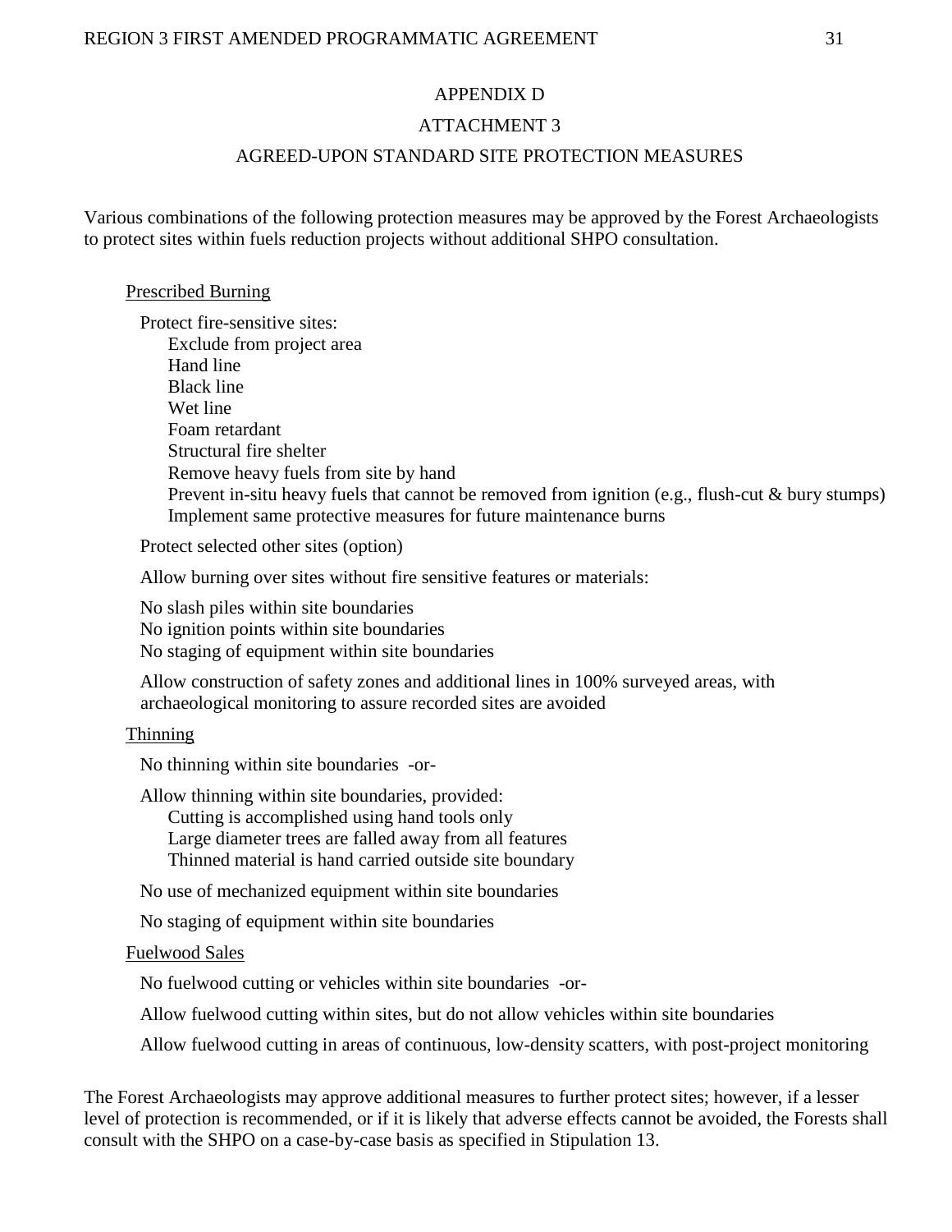# APPENDIX D

## ATTACHMENT 3

## AGREED-UPON STANDARD SITE PROTECTION MEASURES

Various combinations of the following protection measures may be approved by the Forest Archaeologists to protect sites within fuels reduction projects without additional SHPO consultation.

<u>Prescribed Burning</u>

- Protect fire-sensitive sites:
  - Exclude from project area
  - Hand line
  - Black line
  - Wet line
  - Foam retardant
  - Structural fire shelter
  - Remove heavy fuels from site by hand
  - Prevent in-situ heavy fuels that cannot be removed from ignition (e.g., flush-cut & bury stumps)
  - Implement same protective measures for future maintenance burns
- Protect selected other sites (option)
- Allow burning over sites without fire sensitive features or materials:
- No slash piles within site boundaries
- No ignition points within site boundaries
- No staging of equipment within site boundaries
- Allow construction of safety zones and additional lines in 100% surveyed areas, with archaeological monitoring to assure recorded sites are avoided

<u>Thinning</u>

- No thinning within site boundaries -or-
- Allow thinning within site boundaries, provided:
  - Cutting is accomplished using hand tools only
  - Large diameter trees are falled away from all features
  - Thinned material is hand carried outside site boundary
- No use of mechanized equipment within site boundaries
- No staging of equipment within site boundaries

<u>Fuelwood Sales</u>

- No fuelwood cutting or vehicles within site boundaries -or-
- Allow fuelwood cutting within sites, but do not allow vehicles within site boundaries
- Allow fuelwood cutting in areas of continuous, low-density scatters, with post-project monitoring

The Forest Archaeologists may approve additional measures to further protect sites; however, if a lesser level of protection is recommended, or if it is likely that adverse effects cannot be avoided, the Forests shall consult with the SHPO on a case-by-case basis as specified in Stipulation 13.